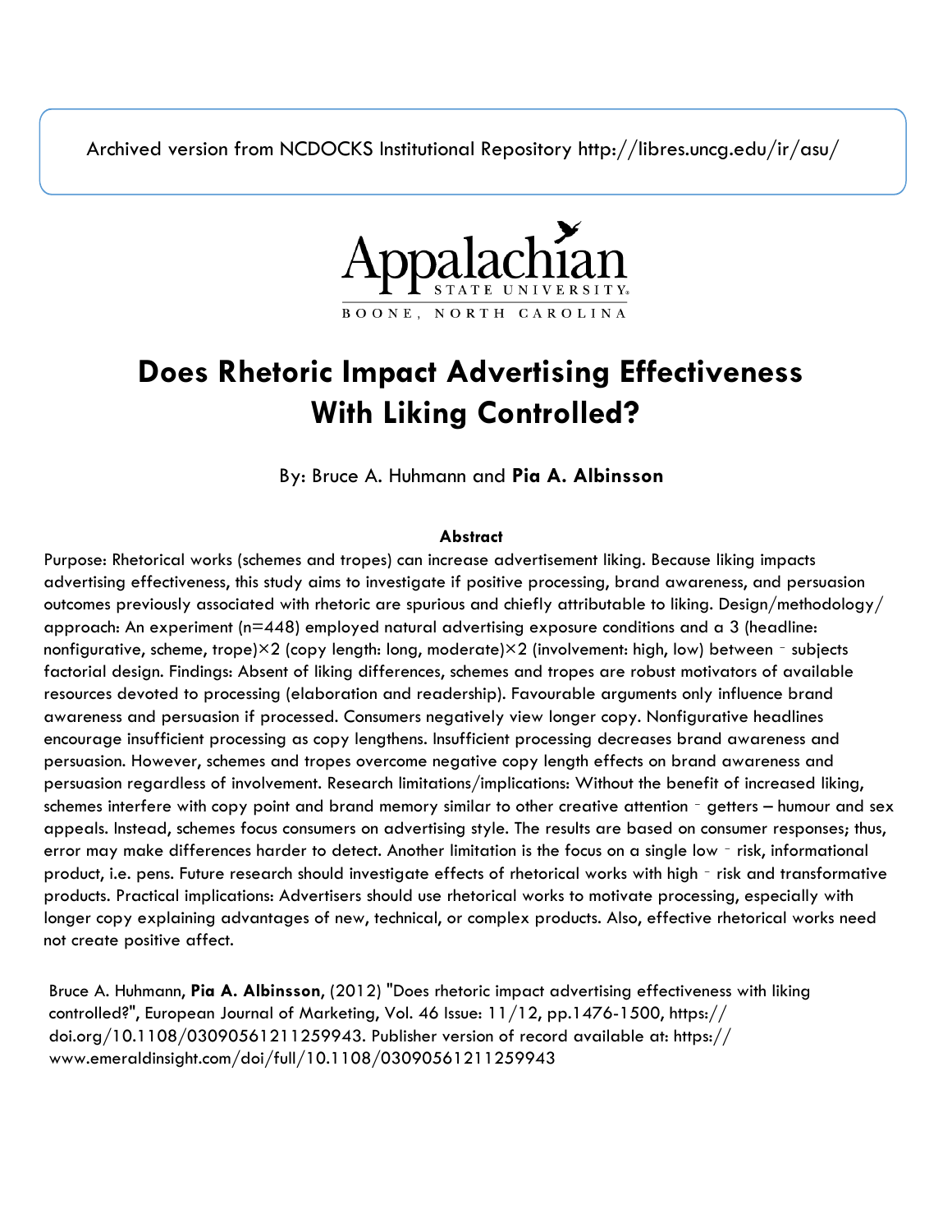Archived version from NCDOCKS Institutional Repository http://libres.uncg.edu/ir/asu/

Appalachian State University
BOONE, NORTH CAROLINA

# Does Rhetoric Impact Advertising Effectiveness With Liking Controlled?

By: Bruce A. Huhmann and **Pia A. Albinsson**

### Abstract

Purpose: Rhetorical works (schemes and tropes) can increase advertisement liking. Because liking impacts advertising effectiveness, this study aims to investigate if positive processing, brand awareness, and persuasion outcomes previously associated with rhetoric are spurious and chiefly attributable to liking. Design/methodology/approach: An experiment (n=448) employed natural advertising exposure conditions and a 3 (headline: nonfigurative, scheme, trope)×2 (copy length: long, moderate)×2 (involvement: high, low) between‐subjects factorial design. Findings: Absent of liking differences, schemes and tropes are robust motivators of available resources devoted to processing (elaboration and readership). Favourable arguments only influence brand awareness and persuasion if processed. Consumers negatively view longer copy. Nonfigurative headlines encourage insufficient processing as copy lengthens. Insufficient processing decreases brand awareness and persuasion. However, schemes and tropes overcome negative copy length effects on brand awareness and persuasion regardless of involvement. Research limitations/implications: Without the benefit of increased liking, schemes interfere with copy point and brand memory similar to other creative attention‐getters – humour and sex appeals. Instead, schemes focus consumers on advertising style. The results are based on consumer responses; thus, error may make differences harder to detect. Another limitation is the focus on a single low‐risk, informational product, i.e. pens. Future research should investigate effects of rhetorical works with high‐risk and transformative products. Practical implications: Advertisers should use rhetorical works to motivate processing, especially with longer copy explaining advantages of new, technical, or complex products. Also, effective rhetorical works need not create positive affect.

Bruce A. Huhmann, **Pia A. Albinsson**, (2012) "Does rhetoric impact advertising effectiveness with liking controlled?", European Journal of Marketing, Vol. 46 Issue: 11/12, pp.1476-1500, https://doi.org/10.1108/03090561211259943. Publisher version of record available at: https://www.emeraldinsight.com/doi/full/10.1108/03090561211259943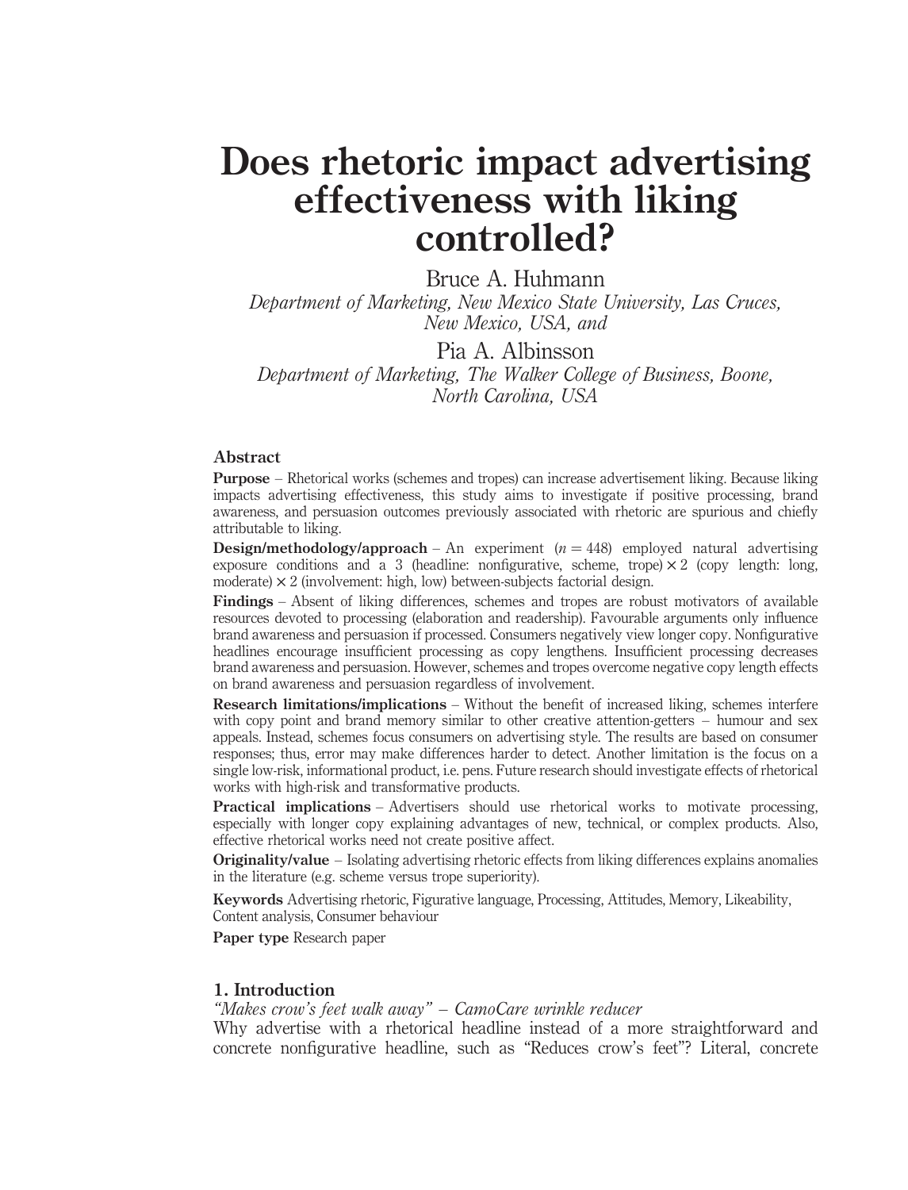# Does rhetoric impact advertising effectiveness with liking controlled?

Bruce A. Huhmann

*Department of Marketing, New Mexico State University, Las Cruces, New Mexico, USA, and*

Pia A. Albinsson

*Department of Marketing, The Walker College of Business, Boone, North Carolina, USA*

## Abstract

**Purpose** – Rhetorical works (schemes and tropes) can increase advertisement liking. Because liking impacts advertising effectiveness, this study aims to investigate if positive processing, brand awareness, and persuasion outcomes previously associated with rhetoric are spurious and chiefly attributable to liking.

**Design/methodology/approach** – An experiment ($n = 448$) employed natural advertising exposure conditions and a 3 (headline: nonfigurative, scheme, trope) $\times$ 2 (copy length: long, moderate) $\times$ 2 (involvement: high, low) between-subjects factorial design.

**Findings** – Absent of liking differences, schemes and tropes are robust motivators of available resources devoted to processing (elaboration and readership). Favourable arguments only influence brand awareness and persuasion if processed. Consumers negatively view longer copy. Nonfigurative headlines encourage insufficient processing as copy lengthens. Insufficient processing decreases brand awareness and persuasion. However, schemes and tropes overcome negative copy length effects on brand awareness and persuasion regardless of involvement.

**Research limitations/implications** – Without the benefit of increased liking, schemes interfere with copy point and brand memory similar to other creative attention-getters – humour and sex appeals. Instead, schemes focus consumers on advertising style. The results are based on consumer responses; thus, error may make differences harder to detect. Another limitation is the focus on a single low-risk, informational product, i.e. pens. Future research should investigate effects of rhetorical works with high-risk and transformative products.

**Practical implications** – Advertisers should use rhetorical works to motivate processing, especially with longer copy explaining advantages of new, technical, or complex products. Also, effective rhetorical works need not create positive affect.

**Originality/value** – Isolating advertising rhetoric effects from liking differences explains anomalies in the literature (e.g. scheme versus trope superiority).

**Keywords** Advertising rhetoric, Figurative language, Processing, Attitudes, Memory, Likeability, Content analysis, Consumer behaviour

**Paper type** Research paper

## 1. Introduction

*"Makes crow's feet walk away" – CamoCare wrinkle reducer*

Why advertise with a rhetorical headline instead of a more straightforward and concrete nonfigurative headline, such as "Reduces crow's feet"? Literal, concrete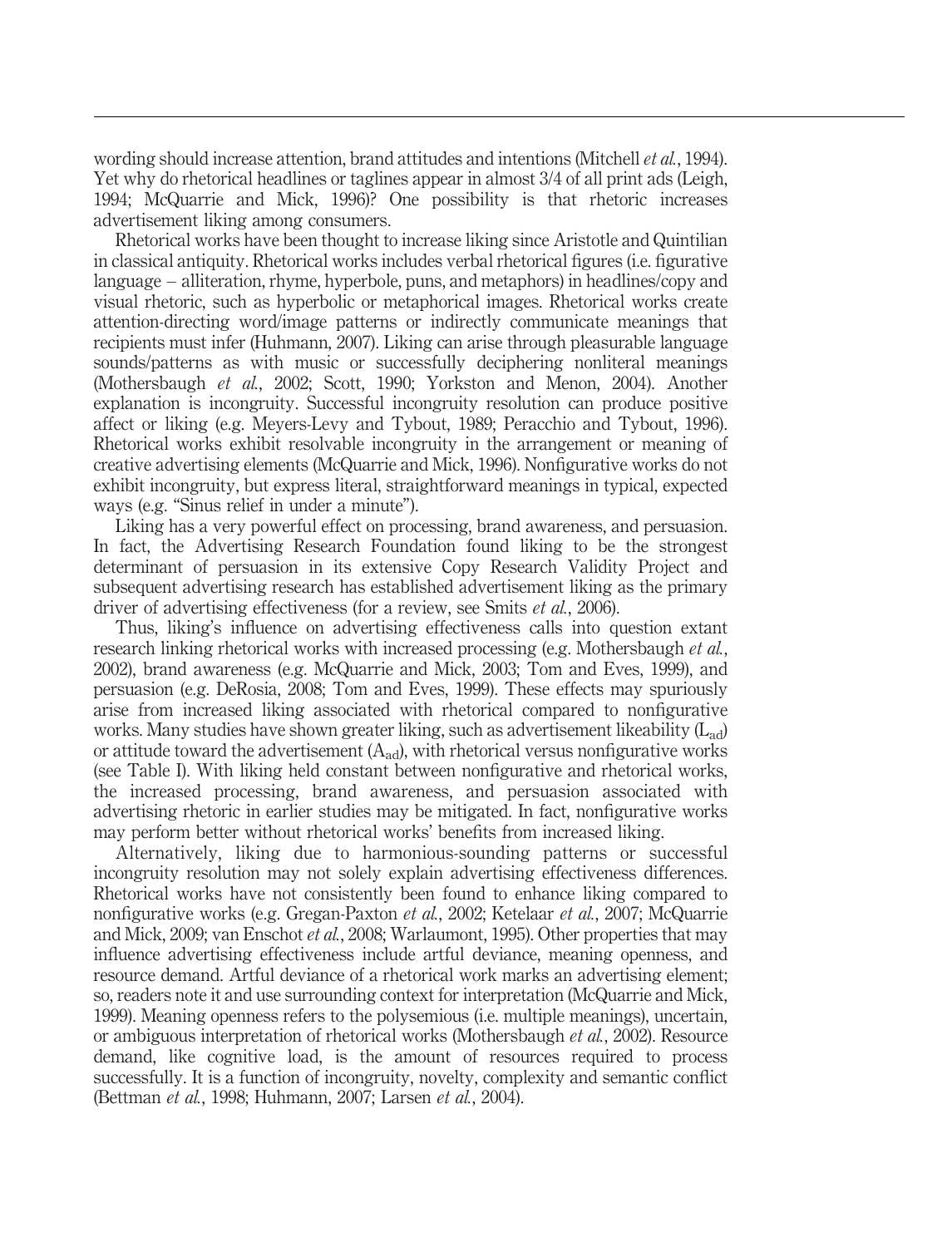wording should increase attention, brand attitudes and intentions (Mitchell *et al.*, 1994). Yet why do rhetorical headlines or taglines appear in almost 3/4 of all print ads (Leigh, 1994; McQuarrie and Mick, 1996)? One possibility is that rhetoric increases advertisement liking among consumers.

Rhetorical works have been thought to increase liking since Aristotle and Quintilian in classical antiquity. Rhetorical works includes verbal rhetorical figures (i.e. figurative language – alliteration, rhyme, hyperbole, puns, and metaphors) in headlines/copy and visual rhetoric, such as hyperbolic or metaphorical images. Rhetorical works create attention-directing word/image patterns or indirectly communicate meanings that recipients must infer (Huhmann, 2007). Liking can arise through pleasurable language sounds/patterns as with music or successfully deciphering nonliteral meanings (Mothersbaugh *et al.*, 2002; Scott, 1990; Yorkston and Menon, 2004). Another explanation is incongruity. Successful incongruity resolution can produce positive affect or liking (e.g. Meyers-Levy and Tybout, 1989; Peracchio and Tybout, 1996). Rhetorical works exhibit resolvable incongruity in the arrangement or meaning of creative advertising elements (McQuarrie and Mick, 1996). Nonfigurative works do not exhibit incongruity, but express literal, straightforward meanings in typical, expected ways (e.g. "Sinus relief in under a minute").

Liking has a very powerful effect on processing, brand awareness, and persuasion. In fact, the Advertising Research Foundation found liking to be the strongest determinant of persuasion in its extensive Copy Research Validity Project and subsequent advertising research has established advertisement liking as the primary driver of advertising effectiveness (for a review, see Smits *et al.*, 2006).

Thus, liking's influence on advertising effectiveness calls into question extant research linking rhetorical works with increased processing (e.g. Mothersbaugh *et al.*, 2002), brand awareness (e.g. McQuarrie and Mick, 2003; Tom and Eves, 1999), and persuasion (e.g. DeRosia, 2008; Tom and Eves, 1999). These effects may spuriously arise from increased liking associated with rhetorical compared to nonfigurative works. Many studies have shown greater liking, such as advertisement likeability ($L_{ad}$) or attitude toward the advertisement ($A_{ad}$), with rhetorical versus nonfigurative works (see Table I). With liking held constant between nonfigurative and rhetorical works, the increased processing, brand awareness, and persuasion associated with advertising rhetoric in earlier studies may be mitigated. In fact, nonfigurative works may perform better without rhetorical works' benefits from increased liking.

Alternatively, liking due to harmonious-sounding patterns or successful incongruity resolution may not solely explain advertising effectiveness differences. Rhetorical works have not consistently been found to enhance liking compared to nonfigurative works (e.g. Gregan-Paxton *et al.*, 2002; Ketelaar *et al.*, 2007; McQuarrie and Mick, 2009; van Enschot *et al.*, 2008; Warlaumont, 1995). Other properties that may influence advertising effectiveness include artful deviance, meaning openness, and resource demand. Artful deviance of a rhetorical work marks an advertising element; so, readers note it and use surrounding context for interpretation (McQuarrie and Mick, 1999). Meaning openness refers to the polysemious (i.e. multiple meanings), uncertain, or ambiguous interpretation of rhetorical works (Mothersbaugh *et al.*, 2002). Resource demand, like cognitive load, is the amount of resources required to process successfully. It is a function of incongruity, novelty, complexity and semantic conflict (Bettman *et al.*, 1998; Huhmann, 2007; Larsen *et al.*, 2004).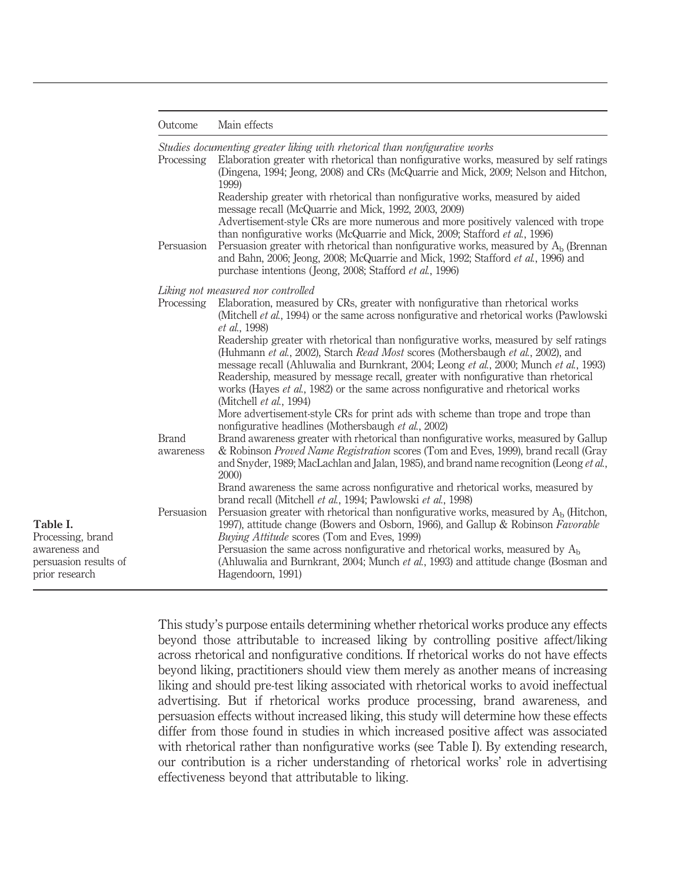**Table I.** Processing, brand awareness and persuasion results of prior research

| Outcome | Main effects |
|---|---|
| *Studies documenting greater liking with rhetorical than nonfigurative works* | |
| Processing | Elaboration greater with rhetorical than nonfigurative works, measured by self ratings (Dingena, 1994; Jeong, 2008) and CRs (McQuarrie and Mick, 2009; Nelson and Hitchon, 1999) |
| | Readership greater with rhetorical than nonfigurative works, measured by aided message recall (McQuarrie and Mick, 1992, 2003, 2009) |
| | Advertisement-style CRs are more numerous and more positively valenced with trope than nonfigurative works (McQuarrie and Mick, 2009; Stafford *et al.*, 1996) |
| Persuasion | Persuasion greater with rhetorical than nonfigurative works, measured by $A_b$ (Brennan and Bahn, 2006; Jeong, 2008; McQuarrie and Mick, 1992; Stafford *et al.*, 1996) and purchase intentions (Jeong, 2008; Stafford *et al.*, 1996) |
| *Liking not measured nor controlled* | |
| Processing | Elaboration, measured by CRs, greater with nonfigurative than rhetorical works (Mitchell *et al.*, 1994) or the same across nonfigurative and rhetorical works (Pawlowski *et al.*, 1998) |
| | Readership greater with rhetorical than nonfigurative works, measured by self ratings (Huhmann *et al.*, 2002), Starch *Read Most* scores (Mothersbaugh *et al.*, 2002), and message recall (Ahluwalia and Burnkrant, 2004; Leong *et al.*, 2000; Munch *et al.*, 1993) |
| | Readership, measured by message recall, greater with nonfigurative than rhetorical works (Hayes *et al.*, 1982) or the same across nonfigurative and rhetorical works (Mitchell *et al.*, 1994) |
| | More advertisement-style CRs for print ads with scheme than trope and trope than nonfigurative headlines (Mothersbaugh *et al.*, 2002) |
| Brand awareness | Brand awareness greater with rhetorical than nonfigurative works, measured by Gallup & Robinson *Proved Name Registration* scores (Tom and Eves, 1999), brand recall (Gray and Snyder, 1989; MacLachlan and Jalan, 1985), and brand name recognition (Leong *et al.*, 2000) |
| | Brand awareness the same across nonfigurative and rhetorical works, measured by brand recall (Mitchell *et al.*, 1994; Pawlowski *et al.*, 1998) |
| Persuasion | Persuasion greater with rhetorical than nonfigurative works, measured by $A_b$ (Hitchon, 1997), attitude change (Bowers and Osborn, 1966), and Gallup & Robinson *Favorable Buying Attitude* scores (Tom and Eves, 1999) |
| | Persuasion the same across nonfigurative and rhetorical works, measured by $A_b$ (Ahluwalia and Burnkrant, 2004; Munch *et al.*, 1993) and attitude change (Bosman and Hagendoorn, 1991) |

This study's purpose entails determining whether rhetorical works produce any effects beyond those attributable to increased liking by controlling positive affect/liking across rhetorical and nonfigurative conditions. If rhetorical works do not have effects beyond liking, practitioners should view them merely as another means of increasing liking and should pre-test liking associated with rhetorical works to avoid ineffectual advertising. But if rhetorical works produce processing, brand awareness, and persuasion effects without increased liking, this study will determine how these effects differ from those found in studies in which increased positive affect was associated with rhetorical rather than nonfigurative works (see Table I). By extending research, our contribution is a richer understanding of rhetorical works' role in advertising effectiveness beyond that attributable to liking.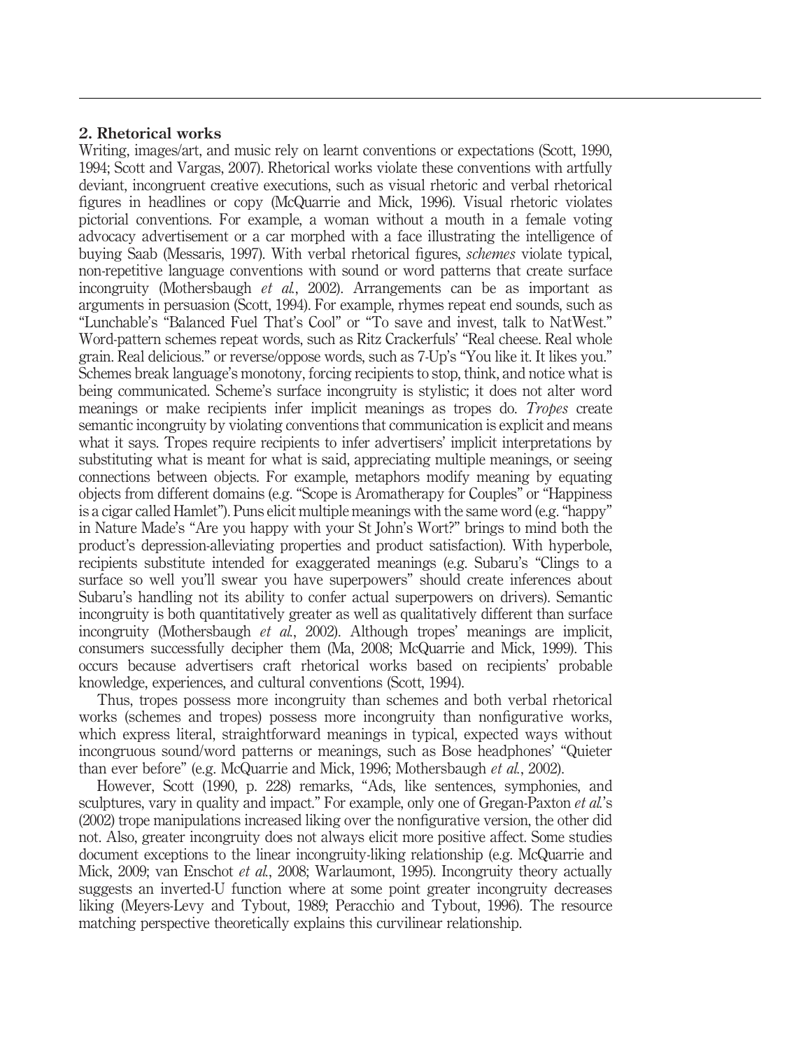## 2. Rhetorical works

Writing, images/art, and music rely on learnt conventions or expectations (Scott, 1990, 1994; Scott and Vargas, 2007). Rhetorical works violate these conventions with artfully deviant, incongruent creative executions, such as visual rhetoric and verbal rhetorical figures in headlines or copy (McQuarrie and Mick, 1996). Visual rhetoric violates pictorial conventions. For example, a woman without a mouth in a female voting advocacy advertisement or a car morphed with a face illustrating the intelligence of buying Saab (Messaris, 1997). With verbal rhetorical figures, *schemes* violate typical, non-repetitive language conventions with sound or word patterns that create surface incongruity (Mothersbaugh *et al.*, 2002). Arrangements can be as important as arguments in persuasion (Scott, 1994). For example, rhymes repeat end sounds, such as "Lunchable's "Balanced Fuel That's Cool" or "To save and invest, talk to NatWest." Word-pattern schemes repeat words, such as Ritz Crackerfuls' "Real cheese. Real whole grain. Real delicious." or reverse/oppose words, such as 7-Up's "You like it. It likes you." Schemes break language's monotony, forcing recipients to stop, think, and notice what is being communicated. Scheme's surface incongruity is stylistic; it does not alter word meanings or make recipients infer implicit meanings as tropes do. *Tropes* create semantic incongruity by violating conventions that communication is explicit and means what it says. Tropes require recipients to infer advertisers' implicit interpretations by substituting what is meant for what is said, appreciating multiple meanings, or seeing connections between objects. For example, metaphors modify meaning by equating objects from different domains (e.g. "Scope is Aromatherapy for Couples" or "Happiness is a cigar called Hamlet"). Puns elicit multiple meanings with the same word (e.g. "happy" in Nature Made's "Are you happy with your St John's Wort?" brings to mind both the product's depression-alleviating properties and product satisfaction). With hyperbole, recipients substitute intended for exaggerated meanings (e.g. Subaru's "Clings to a surface so well you'll swear you have superpowers" should create inferences about Subaru's handling not its ability to confer actual superpowers on drivers). Semantic incongruity is both quantitatively greater as well as qualitatively different than surface incongruity (Mothersbaugh *et al.*, 2002). Although tropes' meanings are implicit, consumers successfully decipher them (Ma, 2008; McQuarrie and Mick, 1999). This occurs because advertisers craft rhetorical works based on recipients' probable knowledge, experiences, and cultural conventions (Scott, 1994).

Thus, tropes possess more incongruity than schemes and both verbal rhetorical works (schemes and tropes) possess more incongruity than nonfigurative works, which express literal, straightforward meanings in typical, expected ways without incongruous sound/word patterns or meanings, such as Bose headphones' "Quieter than ever before" (e.g. McQuarrie and Mick, 1996; Mothersbaugh *et al.*, 2002).

However, Scott (1990, p. 228) remarks, "Ads, like sentences, symphonies, and sculptures, vary in quality and impact." For example, only one of Gregan-Paxton *et al.*'s (2002) trope manipulations increased liking over the nonfigurative version, the other did not. Also, greater incongruity does not always elicit more positive affect. Some studies document exceptions to the linear incongruity-liking relationship (e.g. McQuarrie and Mick, 2009; van Enschot *et al.*, 2008; Warlaumont, 1995). Incongruity theory actually suggests an inverted-U function where at some point greater incongruity decreases liking (Meyers-Levy and Tybout, 1989; Peracchio and Tybout, 1996). The resource matching perspective theoretically explains this curvilinear relationship.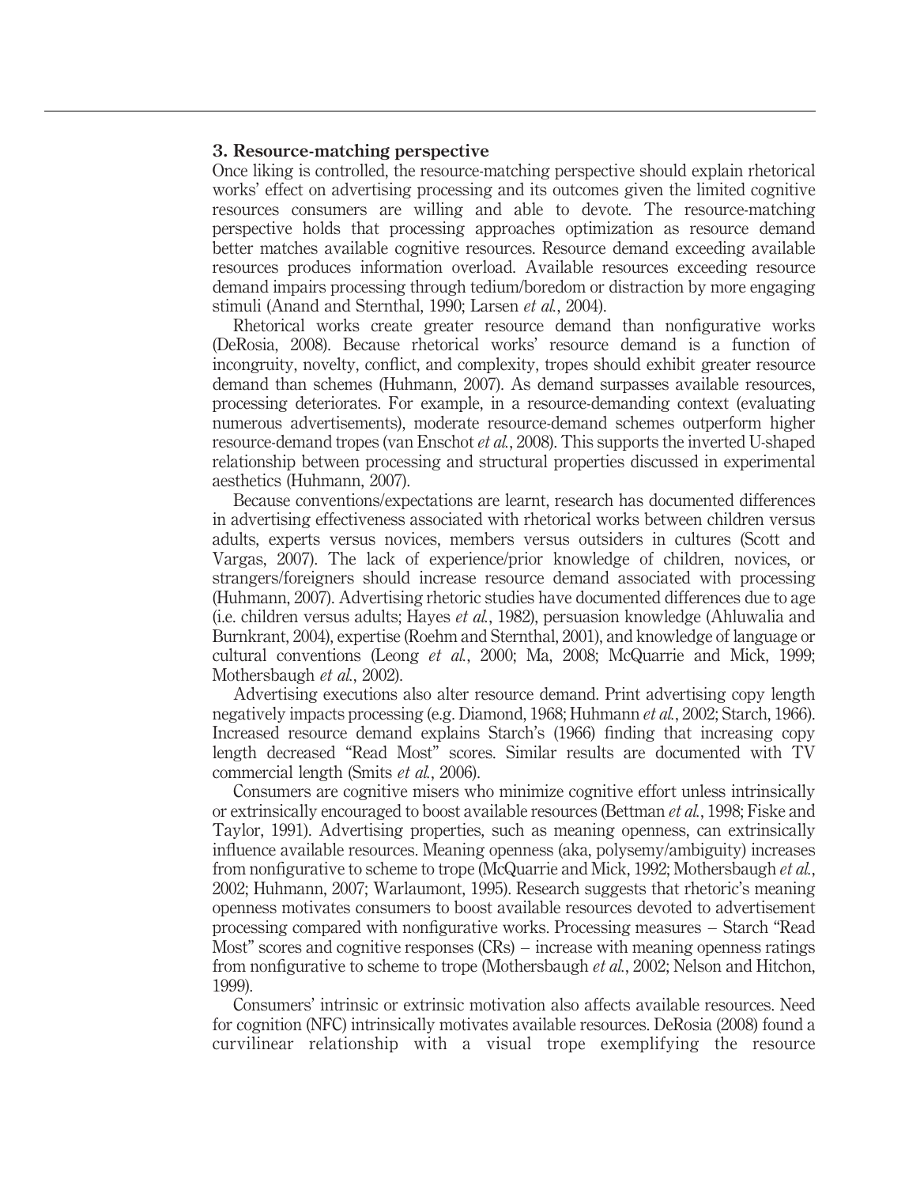## 3. Resource-matching perspective

Once liking is controlled, the resource-matching perspective should explain rhetorical works' effect on advertising processing and its outcomes given the limited cognitive resources consumers are willing and able to devote. The resource-matching perspective holds that processing approaches optimization as resource demand better matches available cognitive resources. Resource demand exceeding available resources produces information overload. Available resources exceeding resource demand impairs processing through tedium/boredom or distraction by more engaging stimuli (Anand and Sternthal, 1990; Larsen *et al.*, 2004).

Rhetorical works create greater resource demand than nonfigurative works (DeRosia, 2008). Because rhetorical works' resource demand is a function of incongruity, novelty, conflict, and complexity, tropes should exhibit greater resource demand than schemes (Huhmann, 2007). As demand surpasses available resources, processing deteriorates. For example, in a resource-demanding context (evaluating numerous advertisements), moderate resource-demand schemes outperform higher resource-demand tropes (van Enschot *et al.*, 2008). This supports the inverted U-shaped relationship between processing and structural properties discussed in experimental aesthetics (Huhmann, 2007).

Because conventions/expectations are learnt, research has documented differences in advertising effectiveness associated with rhetorical works between children versus adults, experts versus novices, members versus outsiders in cultures (Scott and Vargas, 2007). The lack of experience/prior knowledge of children, novices, or strangers/foreigners should increase resource demand associated with processing (Huhmann, 2007). Advertising rhetoric studies have documented differences due to age (i.e. children versus adults; Hayes *et al.*, 1982), persuasion knowledge (Ahluwalia and Burnkrant, 2004), expertise (Roehm and Sternthal, 2001), and knowledge of language or cultural conventions (Leong *et al.*, 2000; Ma, 2008; McQuarrie and Mick, 1999; Mothersbaugh *et al.*, 2002).

Advertising executions also alter resource demand. Print advertising copy length negatively impacts processing (e.g. Diamond, 1968; Huhmann *et al.*, 2002; Starch, 1966). Increased resource demand explains Starch's (1966) finding that increasing copy length decreased "Read Most" scores. Similar results are documented with TV commercial length (Smits *et al.*, 2006).

Consumers are cognitive misers who minimize cognitive effort unless intrinsically or extrinsically encouraged to boost available resources (Bettman *et al.*, 1998; Fiske and Taylor, 1991). Advertising properties, such as meaning openness, can extrinsically influence available resources. Meaning openness (aka, polysemy/ambiguity) increases from nonfigurative to scheme to trope (McQuarrie and Mick, 1992; Mothersbaugh *et al.*, 2002; Huhmann, 2007; Warlaumont, 1995). Research suggests that rhetoric's meaning openness motivates consumers to boost available resources devoted to advertisement processing compared with nonfigurative works. Processing measures – Starch "Read Most" scores and cognitive responses (CRs) – increase with meaning openness ratings from nonfigurative to scheme to trope (Mothersbaugh *et al.*, 2002; Nelson and Hitchon, 1999).

Consumers' intrinsic or extrinsic motivation also affects available resources. Need for cognition (NFC) intrinsically motivates available resources. DeRosia (2008) found a curvilinear relationship with a visual trope exemplifying the resource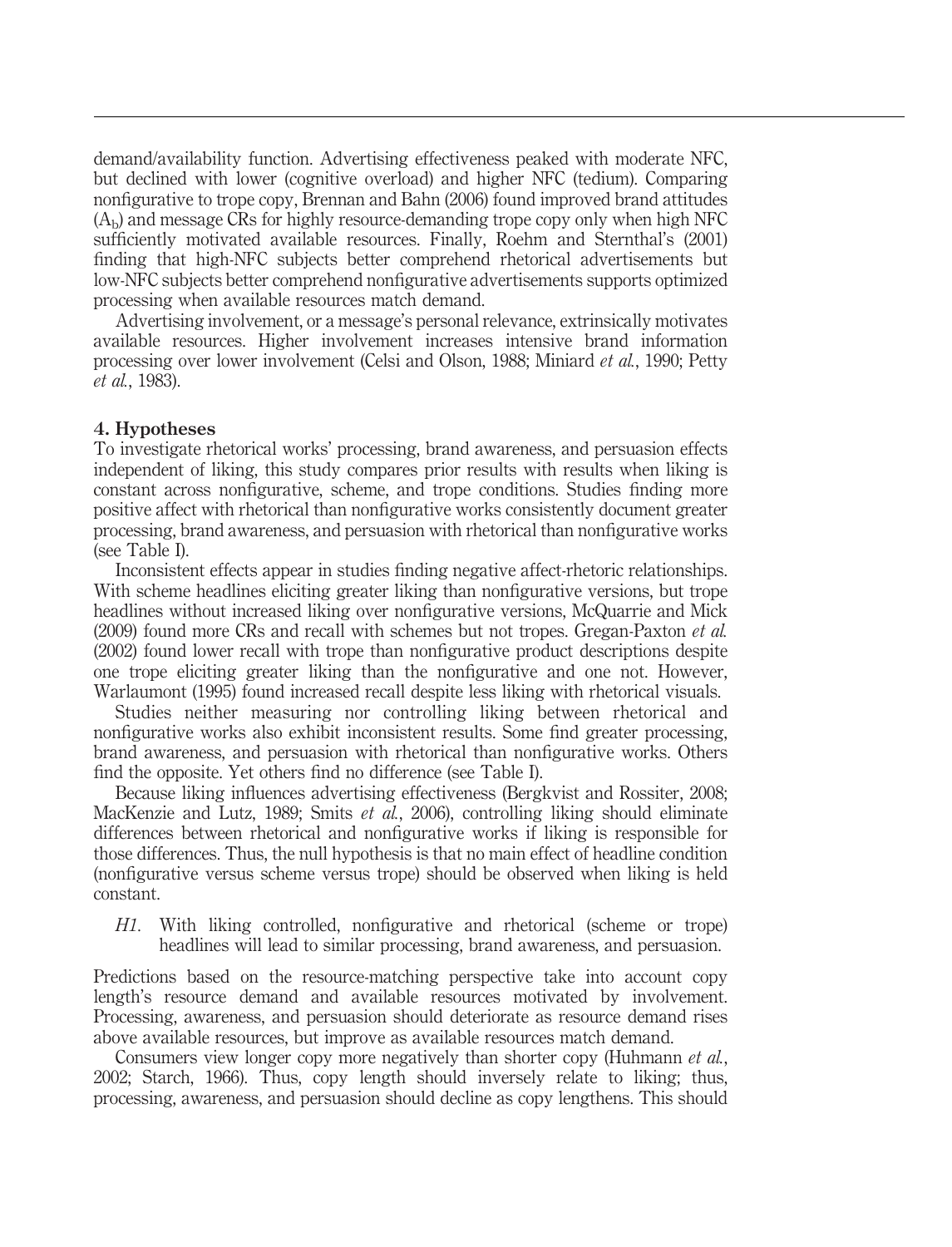demand/availability function. Advertising effectiveness peaked with moderate NFC, but declined with lower (cognitive overload) and higher NFC (tedium). Comparing nonfigurative to trope copy, Brennan and Bahn (2006) found improved brand attitudes ($A_b$) and message CRs for highly resource-demanding trope copy only when high NFC sufficiently motivated available resources. Finally, Roehm and Sternthal's (2001) finding that high-NFC subjects better comprehend rhetorical advertisements but low-NFC subjects better comprehend nonfigurative advertisements supports optimized processing when available resources match demand.

Advertising involvement, or a message's personal relevance, extrinsically motivates available resources. Higher involvement increases intensive brand information processing over lower involvement (Celsi and Olson, 1988; Miniard *et al.*, 1990; Petty *et al.*, 1983).

## 4. Hypotheses

To investigate rhetorical works' processing, brand awareness, and persuasion effects independent of liking, this study compares prior results with results when liking is constant across nonfigurative, scheme, and trope conditions. Studies finding more positive affect with rhetorical than nonfigurative works consistently document greater processing, brand awareness, and persuasion with rhetorical than nonfigurative works (see Table I).

Inconsistent effects appear in studies finding negative affect-rhetoric relationships. With scheme headlines eliciting greater liking than nonfigurative versions, but trope headlines without increased liking over nonfigurative versions, McQuarrie and Mick (2009) found more CRs and recall with schemes but not tropes. Gregan-Paxton *et al.* (2002) found lower recall with trope than nonfigurative product descriptions despite one trope eliciting greater liking than the nonfigurative and one not. However, Warlaumont (1995) found increased recall despite less liking with rhetorical visuals.

Studies neither measuring nor controlling liking between rhetorical and nonfigurative works also exhibit inconsistent results. Some find greater processing, brand awareness, and persuasion with rhetorical than nonfigurative works. Others find the opposite. Yet others find no difference (see Table I).

Because liking influences advertising effectiveness (Bergkvist and Rossiter, 2008; MacKenzie and Lutz, 1989; Smits *et al.*, 2006), controlling liking should eliminate differences between rhetorical and nonfigurative works if liking is responsible for those differences. Thus, the null hypothesis is that no main effect of headline condition (nonfigurative versus scheme versus trope) should be observed when liking is held constant.

*H1*. With liking controlled, nonfigurative and rhetorical (scheme or trope) headlines will lead to similar processing, brand awareness, and persuasion.

Predictions based on the resource-matching perspective take into account copy length's resource demand and available resources motivated by involvement. Processing, awareness, and persuasion should deteriorate as resource demand rises above available resources, but improve as available resources match demand.

Consumers view longer copy more negatively than shorter copy (Huhmann *et al.*, 2002; Starch, 1966). Thus, copy length should inversely relate to liking; thus, processing, awareness, and persuasion should decline as copy lengthens. This should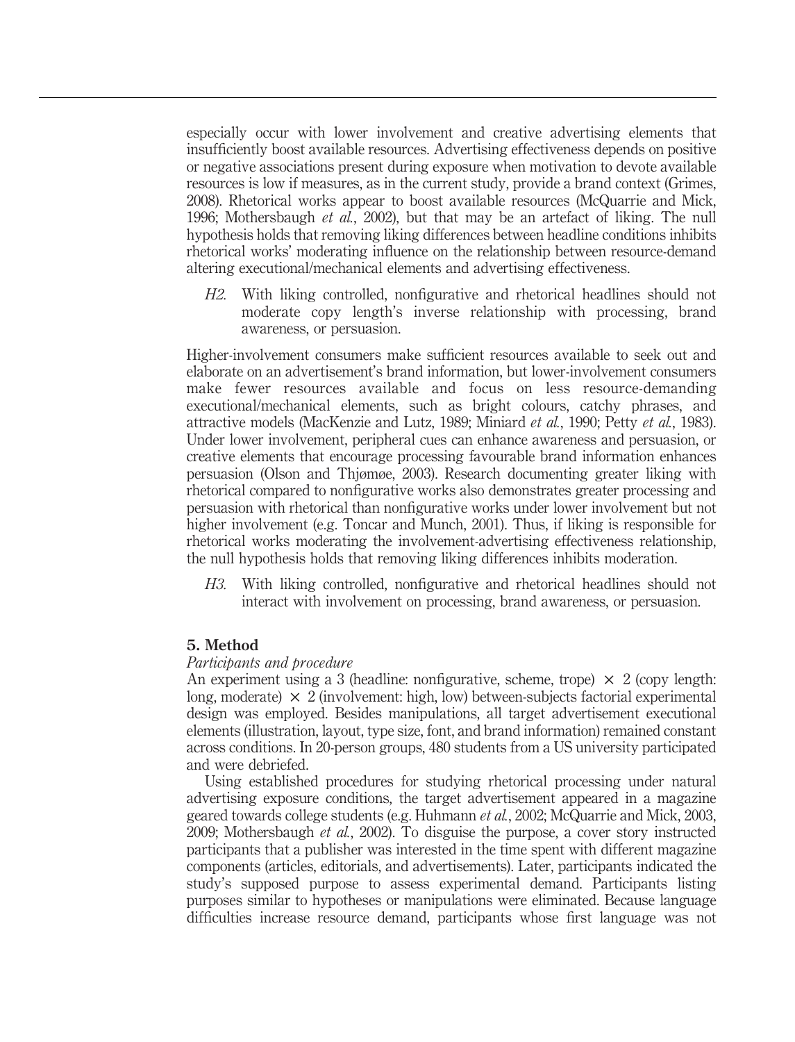especially occur with lower involvement and creative advertising elements that insufficiently boost available resources. Advertising effectiveness depends on positive or negative associations present during exposure when motivation to devote available resources is low if measures, as in the current study, provide a brand context (Grimes, 2008). Rhetorical works appear to boost available resources (McQuarrie and Mick, 1996; Mothersbaugh *et al.*, 2002), but that may be an artefact of liking. The null hypothesis holds that removing liking differences between headline conditions inhibits rhetorical works' moderating influence on the relationship between resource-demand altering executional/mechanical elements and advertising effectiveness.

> *H2.* With liking controlled, nonfigurative and rhetorical headlines should not moderate copy length's inverse relationship with processing, brand awareness, or persuasion.

Higher-involvement consumers make sufficient resources available to seek out and elaborate on an advertisement's brand information, but lower-involvement consumers make fewer resources available and focus on less resource-demanding executional/mechanical elements, such as bright colours, catchy phrases, and attractive models (MacKenzie and Lutz, 1989; Miniard *et al.*, 1990; Petty *et al.*, 1983). Under lower involvement, peripheral cues can enhance awareness and persuasion, or creative elements that encourage processing favourable brand information enhances persuasion (Olson and Thjømøe, 2003). Research documenting greater liking with rhetorical compared to nonfigurative works also demonstrates greater processing and persuasion with rhetorical than nonfigurative works under lower involvement but not higher involvement (e.g. Toncar and Munch, 2001). Thus, if liking is responsible for rhetorical works moderating the involvement-advertising effectiveness relationship, the null hypothesis holds that removing liking differences inhibits moderation.

> *H3.* With liking controlled, nonfigurative and rhetorical headlines should not interact with involvement on processing, brand awareness, or persuasion.

## 5. Method

### *Participants and procedure*

An experiment using a 3 (headline: nonfigurative, scheme, trope) × 2 (copy length: long, moderate) × 2 (involvement: high, low) between-subjects factorial experimental design was employed. Besides manipulations, all target advertisement executional elements (illustration, layout, type size, font, and brand information) remained constant across conditions. In 20-person groups, 480 students from a US university participated and were debriefed.

Using established procedures for studying rhetorical processing under natural advertising exposure conditions, the target advertisement appeared in a magazine geared towards college students (e.g. Huhmann *et al.*, 2002; McQuarrie and Mick, 2003, 2009; Mothersbaugh *et al.*, 2002). To disguise the purpose, a cover story instructed participants that a publisher was interested in the time spent with different magazine components (articles, editorials, and advertisements). Later, participants indicated the study's supposed purpose to assess experimental demand. Participants listing purposes similar to hypotheses or manipulations were eliminated. Because language difficulties increase resource demand, participants whose first language was not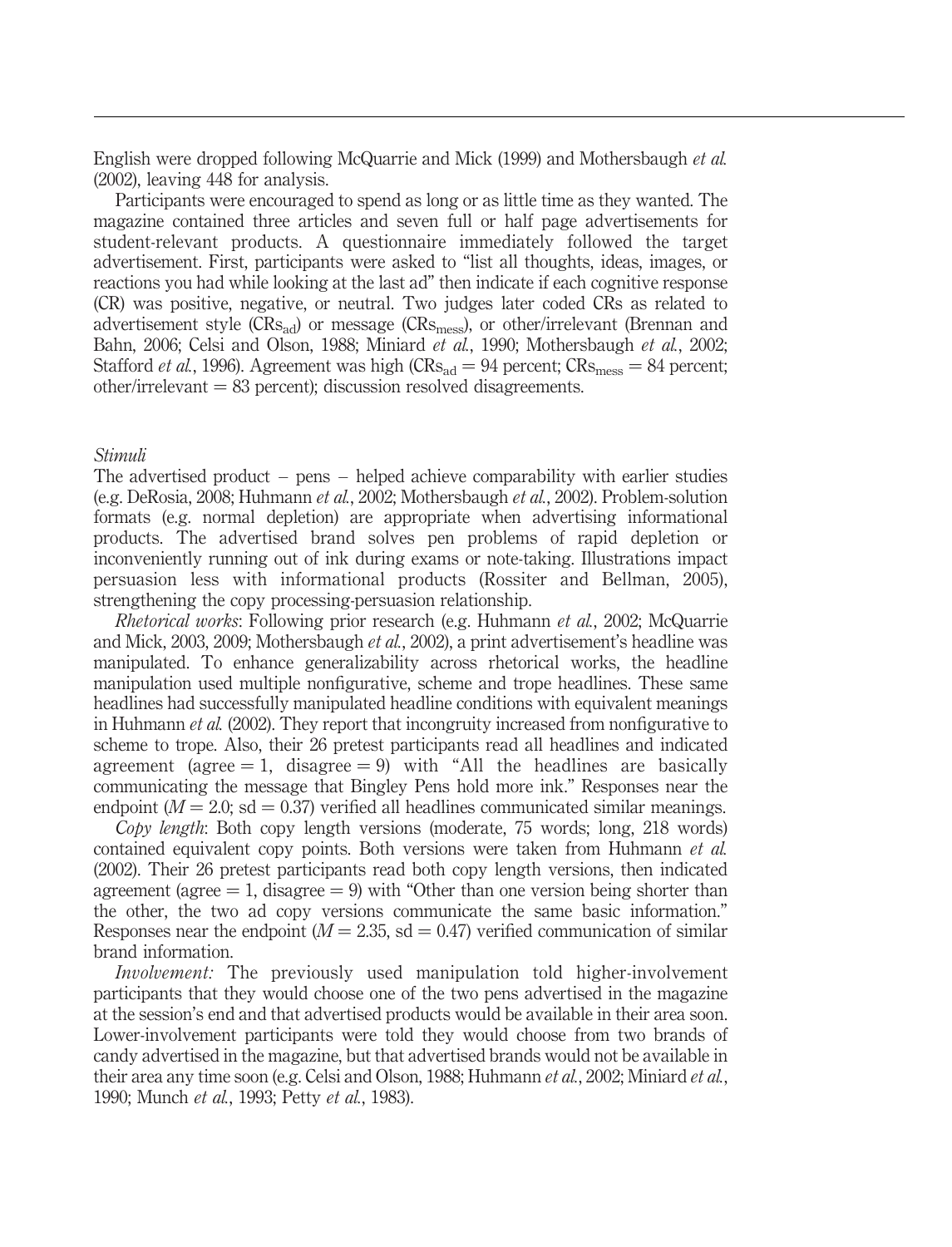English were dropped following McQuarrie and Mick (1999) and Mothersbaugh *et al.* (2002), leaving 448 for analysis.

Participants were encouraged to spend as long or as little time as they wanted. The magazine contained three articles and seven full or half page advertisements for student-relevant products. A questionnaire immediately followed the target advertisement. First, participants were asked to "list all thoughts, ideas, images, or reactions you had while looking at the last ad" then indicate if each cognitive response (CR) was positive, negative, or neutral. Two judges later coded CRs as related to advertisement style ($CRs_{ad}$) or message ($CRs_{mess}$), or other/irrelevant (Brennan and Bahn, 2006; Celsi and Olson, 1988; Miniard *et al.*, 1990; Mothersbaugh *et al.*, 2002; Stafford *et al.*, 1996). Agreement was high ($CRs_{ad} = 94$ percent; $CRs_{mess} = 84$ percent; other/irrelevant = 83 percent); discussion resolved disagreements.

### *Stimuli*

The advertised product – pens – helped achieve comparability with earlier studies (e.g. DeRosia, 2008; Huhmann *et al.*, 2002; Mothersbaugh *et al.*, 2002). Problem-solution formats (e.g. normal depletion) are appropriate when advertising informational products. The advertised brand solves pen problems of rapid depletion or inconveniently running out of ink during exams or note-taking. Illustrations impact persuasion less with informational products (Rossiter and Bellman, 2005), strengthening the copy processing-persuasion relationship.

*Rhetorical works*: Following prior research (e.g. Huhmann *et al.*, 2002; McQuarrie and Mick, 2003, 2009; Mothersbaugh *et al.*, 2002), a print advertisement's headline was manipulated. To enhance generalizability across rhetorical works, the headline manipulation used multiple nonfigurative, scheme and trope headlines. These same headlines had successfully manipulated headline conditions with equivalent meanings in Huhmann *et al.* (2002). They report that incongruity increased from nonfigurative to scheme to trope. Also, their 26 pretest participants read all headlines and indicated agreement (agree = 1, disagree = 9) with "All the headlines are basically communicating the message that Bingley Pens hold more ink." Responses near the endpoint ($M = 2.0$; sd = 0.37) verified all headlines communicated similar meanings.

*Copy length*: Both copy length versions (moderate, 75 words; long, 218 words) contained equivalent copy points. Both versions were taken from Huhmann *et al.* (2002). Their 26 pretest participants read both copy length versions, then indicated agreement (agree = 1, disagree = 9) with "Other than one version being shorter than the other, the two ad copy versions communicate the same basic information." Responses near the endpoint ($M = 2.35$, sd = 0.47) verified communication of similar brand information.

*Involvement:* The previously used manipulation told higher-involvement participants that they would choose one of the two pens advertised in the magazine at the session's end and that advertised products would be available in their area soon. Lower-involvement participants were told they would choose from two brands of candy advertised in the magazine, but that advertised brands would not be available in their area any time soon (e.g. Celsi and Olson, 1988; Huhmann *et al.*, 2002; Miniard *et al.*, 1990; Munch *et al.*, 1993; Petty *et al.*, 1983).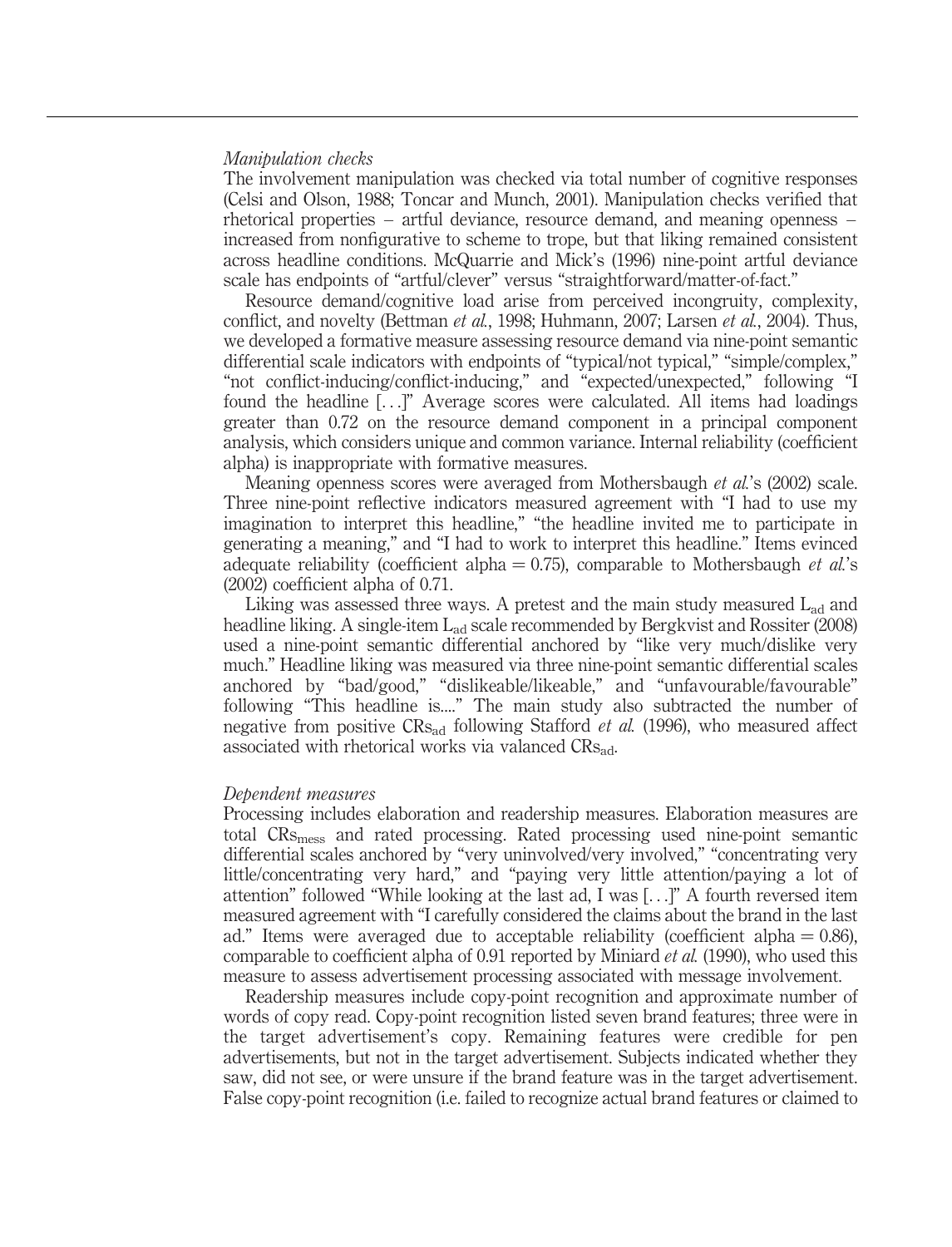*Manipulation checks*

The involvement manipulation was checked via total number of cognitive responses (Celsi and Olson, 1988; Toncar and Munch, 2001). Manipulation checks verified that rhetorical properties – artful deviance, resource demand, and meaning openness – increased from nonfigurative to scheme to trope, but that liking remained consistent across headline conditions. McQuarrie and Mick's (1996) nine-point artful deviance scale has endpoints of "artful/clever" versus "straightforward/matter-of-fact."

Resource demand/cognitive load arise from perceived incongruity, complexity, conflict, and novelty (Bettman *et al.*, 1998; Huhmann, 2007; Larsen *et al.*, 2004). Thus, we developed a formative measure assessing resource demand via nine-point semantic differential scale indicators with endpoints of "typical/not typical," "simple/complex," "not conflict-inducing/conflict-inducing," and "expected/unexpected," following "I found the headline [...]" Average scores were calculated. All items had loadings greater than 0.72 on the resource demand component in a principal component analysis, which considers unique and common variance. Internal reliability (coefficient alpha) is inappropriate with formative measures.

Meaning openness scores were averaged from Mothersbaugh *et al.*'s (2002) scale. Three nine-point reflective indicators measured agreement with "I had to use my imagination to interpret this headline," "the headline invited me to participate in generating a meaning," and "I had to work to interpret this headline." Items evinced adequate reliability (coefficient alpha = 0.75), comparable to Mothersbaugh *et al.*'s (2002) coefficient alpha of 0.71.

Liking was assessed three ways. A pretest and the main study measured $L_{ad}$ and headline liking. A single-item $L_{ad}$ scale recommended by Bergkvist and Rossiter (2008) used a nine-point semantic differential anchored by "like very much/dislike very much." Headline liking was measured via three nine-point semantic differential scales anchored by "bad/good," "dislikeable/likeable," and "unfavourable/favourable" following "This headline is...." The main study also subtracted the number of negative from positive $CRs_{ad}$ following Stafford *et al.* (1996), who measured affect associated with rhetorical works via valanced $CRs_{ad}$.

*Dependent measures*

Processing includes elaboration and readership measures. Elaboration measures are total $CRs_{mess}$ and rated processing. Rated processing used nine-point semantic differential scales anchored by "very uninvolved/very involved," "concentrating very little/concentrating very hard," and "paying very little attention/paying a lot of attention" followed "While looking at the last ad, I was [...]" A fourth reversed item measured agreement with "I carefully considered the claims about the brand in the last ad." Items were averaged due to acceptable reliability (coefficient alpha = 0.86), comparable to coefficient alpha of 0.91 reported by Miniard *et al.* (1990), who used this measure to assess advertisement processing associated with message involvement.

Readership measures include copy-point recognition and approximate number of words of copy read. Copy-point recognition listed seven brand features; three were in the target advertisement's copy. Remaining features were credible for pen advertisements, but not in the target advertisement. Subjects indicated whether they saw, did not see, or were unsure if the brand feature was in the target advertisement. False copy-point recognition (i.e. failed to recognize actual brand features or claimed to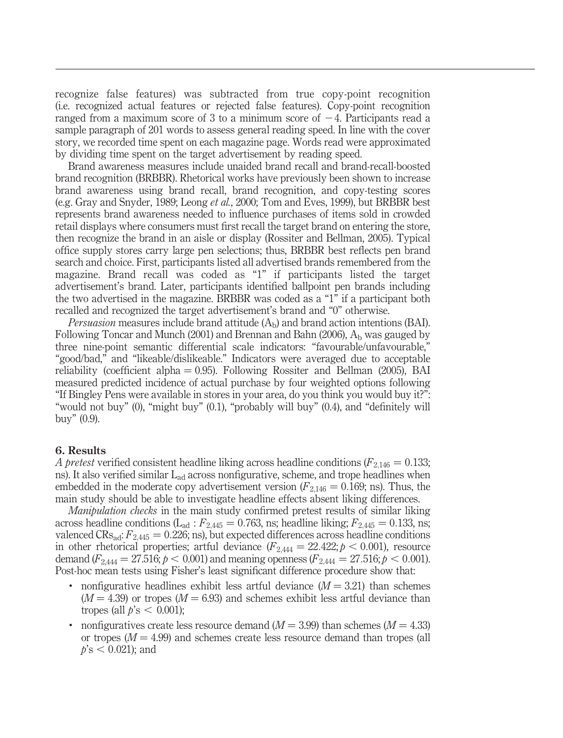recognize false features) was subtracted from true copy-point recognition (i.e. recognized actual features or rejected false features). Copy-point recognition ranged from a maximum score of 3 to a minimum score of $-4$. Participants read a sample paragraph of 201 words to assess general reading speed. In line with the cover story, we recorded time spent on each magazine page. Words read were approximated by dividing time spent on the target advertisement by reading speed.

Brand awareness measures include unaided brand recall and brand-recall-boosted brand recognition (BRBBR). Rhetorical works have previously been shown to increase brand awareness using brand recall, brand recognition, and copy-testing scores (e.g. Gray and Snyder, 1989; Leong *et al.*, 2000; Tom and Eves, 1999), but BRBBR best represents brand awareness needed to influence purchases of items sold in crowded retail displays where consumers must first recall the target brand on entering the store, then recognize the brand in an aisle or display (Rossiter and Bellman, 2005). Typical office supply stores carry large pen selections; thus, BRBBR best reflects pen brand search and choice. First, participants listed all advertised brands remembered from the magazine. Brand recall was coded as "1" if participants listed the target advertisement's brand. Later, participants identified ballpoint pen brands including the two advertised in the magazine. BRBBR was coded as a "1" if a participant both recalled and recognized the target advertisement's brand and "0" otherwise.

*Persuasion* measures include brand attitude ($A_b$) and brand action intentions (BAI). Following Toncar and Munch (2001) and Brennan and Bahn (2006), $A_b$ was gauged by three nine-point semantic differential scale indicators: "favourable/unfavourable," "good/bad," and "likeable/dislikeable." Indicators were averaged due to acceptable reliability (coefficient alpha $= 0.95$). Following Rossiter and Bellman (2005), BAI measured predicted incidence of actual purchase by four weighted options following "If Bingley Pens were available in stores in your area, do you think you would buy it?": "would not buy" (0), "might buy" (0.1), "probably will buy" (0.4), and "definitely will buy" (0.9).

## 6. Results

*A pretest* verified consistent headline liking across headline conditions ($F_{2,146} = 0.133$; ns). It also verified similar $L_{ad}$ across nonfigurative, scheme, and trope headlines when embedded in the moderate copy advertisement version ($F_{2,146} = 0.169$; ns). Thus, the main study should be able to investigate headline effects absent liking differences.

*Manipulation checks* in the main study confirmed pretest results of similar liking across headline conditions ($L_{ad}: F_{2,445} = 0.763$, ns; headline liking; $F_{2,445} = 0.133$, ns; valenced $CRs_{ad}$: $F_{2,445} = 0.226$; ns), but expected differences across headline conditions in other rhetorical properties; artful deviance ($F_{2,444} = 22.422; p < 0.001$), resource demand ($F_{2,444} = 27.516; p < 0.001$) and meaning openness ($F_{2,444} = 27.516; p < 0.001$). Post-hoc mean tests using Fisher's least significant difference procedure show that:

- nonfigurative headlines exhibit less artful deviance ($M = 3.21$) than schemes ($M = 4.39$) or tropes ($M = 6.93$) and schemes exhibit less artful deviance than tropes (all $p$'s $< 0.001$);
- nonfiguratives create less resource demand ($M = 3.99$) than schemes ($M = 4.33$) or tropes ($M = 4.99$) and schemes create less resource demand than tropes (all $p$'s $< 0.021$); and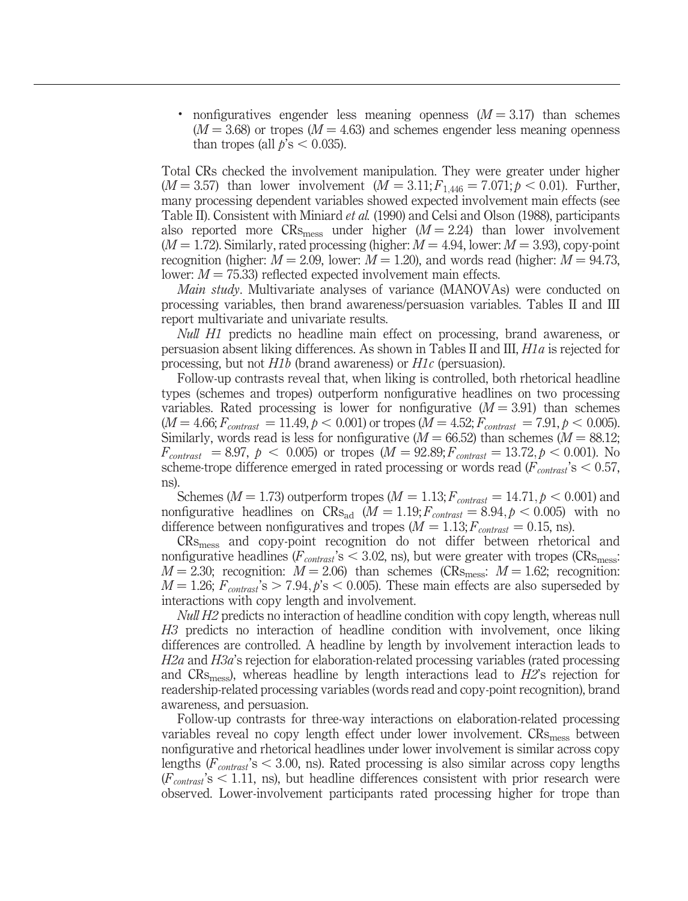- nonfiguratives engender less meaning openness ($M = 3.17$) than schemes ($M = 3.68$) or tropes ($M = 4.63$) and schemes engender less meaning openness than tropes (all $p$'s $< 0.035$).

Total CRs checked the involvement manipulation. They were greater under higher ($M = 3.57$) than lower involvement ($M = 3.11; F_{1,446} = 7.071; p < 0.01$). Further, many processing dependent variables showed expected involvement main effects (see Table II). Consistent with Miniard *et al.* (1990) and Celsi and Olson (1988), participants also reported more $CRs_{mess}$ under higher ($M = 2.24$) than lower involvement ($M = 1.72$). Similarly, rated processing (higher: $M = 4.94$, lower: $M = 3.93$), copy-point recognition (higher: $M = 2.09$, lower: $M = 1.20$), and words read (higher: $M = 94.73$, lower: $M = 75.33$) reflected expected involvement main effects.

*Main study*. Multivariate analyses of variance (MANOVAs) were conducted on processing variables, then brand awareness/persuasion variables. Tables II and III report multivariate and univariate results.

*Null H1* predicts no headline main effect on processing, brand awareness, or persuasion absent liking differences. As shown in Tables II and III, *H1a* is rejected for processing, but not *H1b* (brand awareness) or *H1c* (persuasion).

Follow-up contrasts reveal that, when liking is controlled, both rhetorical headline types (schemes and tropes) outperform nonfigurative headlines on two processing variables. Rated processing is lower for nonfigurative ($M = 3.91$) than schemes ($M = 4.66; F_{contrast} = 11.49, p < 0.001$) or tropes ($M = 4.52; F_{contrast} = 7.91, p < 0.005$). Similarly, words read is less for nonfigurative ($M = 66.52$) than schemes ($M = 88.12$; $F_{contrast} = 8.97$, $p < 0.005$) or tropes ($M = 92.89; F_{contrast} = 13.72, p < 0.001$). No scheme-trope difference emerged in rated processing or words read ($F_{contrast}$'s $< 0.57$, ns).

Schemes ($M = 1.73$) outperform tropes ($M = 1.13; F_{contrast} = 14.71, p < 0.001$) and nonfigurative headlines on $CRs_{ad}$ ($M = 1.19; F_{contrast} = 8.94, p < 0.005$) with no difference between nonfiguratives and tropes ($M = 1.13; F_{contrast} = 0.15$, ns).

$CRs_{mess}$ and copy-point recognition do not differ between rhetorical and nonfigurative headlines ($F_{contrast}$'s $< 3.02$, ns), but were greater with tropes ($CRs_{mess}$: $M = 2.30$; recognition: $M = 2.06$) than schemes ($CRs_{mess}$: $M = 1.62$; recognition: $M = 1.26$; $F_{contrast}$'s $> 7.94, p$'s $< 0.005$). These main effects are also superseded by interactions with copy length and involvement.

*Null H2* predicts no interaction of headline condition with copy length, whereas null *H3* predicts no interaction of headline condition with involvement, once liking differences are controlled. A headline by length by involvement interaction leads to *H2a* and *H3a*'s rejection for elaboration-related processing variables (rated processing and $CRs_{mess}$), whereas headline by length interactions lead to *H2*'s rejection for readership-related processing variables (words read and copy-point recognition), brand awareness, and persuasion.

Follow-up contrasts for three-way interactions on elaboration-related processing variables reveal no copy length effect under lower involvement. $CRs_{mess}$ between nonfigurative and rhetorical headlines under lower involvement is similar across copy lengths ($F_{contrast}$'s $< 3.00$, ns). Rated processing is also similar across copy lengths ($F_{contrast}$'s $< 1.11$, ns), but headline differences consistent with prior research were observed. Lower-involvement participants rated processing higher for trope than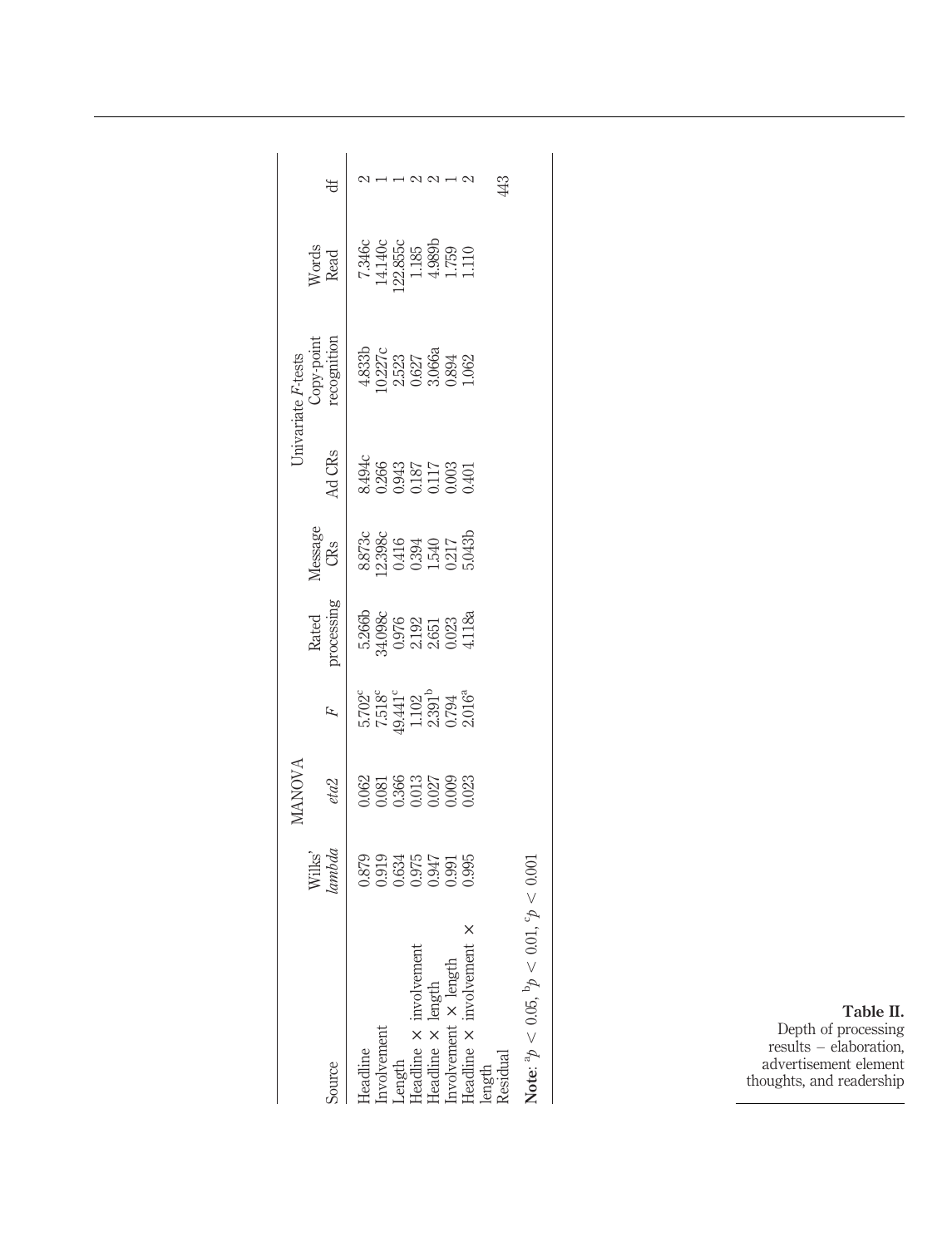**Table II.** Depth of processing results – elaboration, advertisement element thoughts, and readership

| Source | MANOVA | | | Univariate $F$-tests | | | | | |
|---|---|---|---|---|---|---|---|---|---|
| | Wilks' *lambda* | *eta2* | $F$ | Rated processing | Message CRs | Ad CRs | Copy-point recognition | Words Read | df |
| Headline | 0.879 | 0.062 | 5.702[c] | 5.266b | 8.873c | 8.494c | 4.833b | 7.346c | 2 |
| Involvement | 0.919 | 0.081 | 7.518[c] | 34.098c | 12.398c | 0.266 | 10.227c | 14.140c | 1 |
| Length | 0.634 | 0.366 | 49.441[c] | 0.976 | 0.416 | 0.943 | 2.523 | 122.855c | 1 |
| Headline × involvement | 0.975 | 0.013 | 1.102 | 2.192 | 0.394 | 0.187 | 0.627 | 1.185 | 2 |
| Headline × length | 0.947 | 0.027 | 2.391[b] | 2.651 | 1.540 | 0.117 | 3.066a | 4.989b | 2 |
| Involvement × length | 0.991 | 0.009 | 0.794 | 0.023 | 0.217 | 0.003 | 0.894 | 1.759 | 1 |
| Headline × involvement × length | 0.995 | 0.023 | 2.016[a] | 4.118a | 5.043b | 0.401 | 1.062 | 1.110 | 2 |
| Residual | | | | | | | | | 443 |

**Note**: [a]$p < 0.05$, [b]$p < 0.01$, [c]$p < 0.001$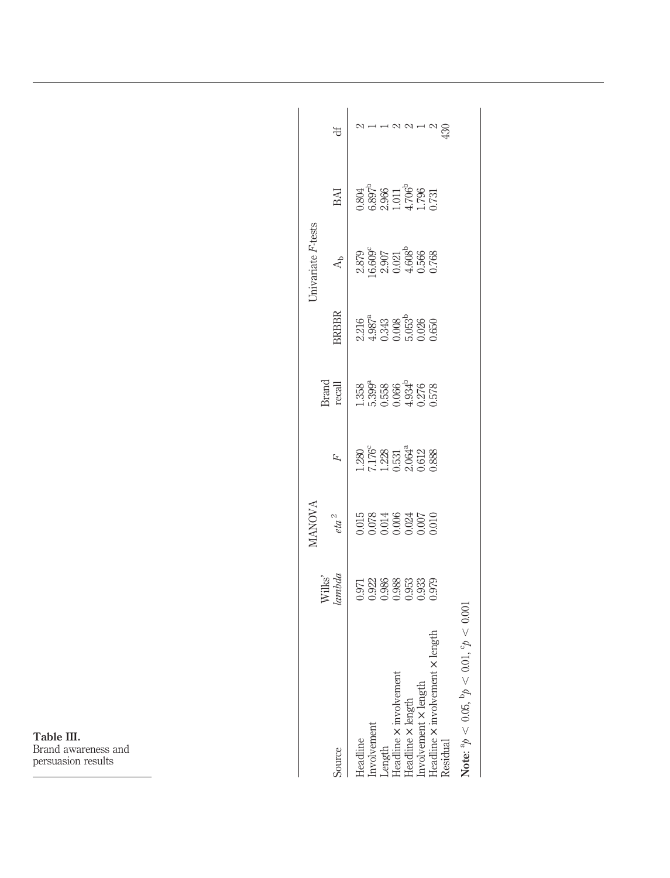**Table III.** Brand awareness and persuasion results

| Source | MANOVA | | | Univariate *F*-tests | | | | |
|---|---|---|---|---|---|---|---|---|
| | Wilks' *lambda* | *eta*$^2$ | *F* | Brand recall | BRBBR | $A_b$ | BAI | df |
| Headline | 0.971 | 0.015 | 1.280 | 1.358 | 2.216 | 2.879 | 0.804 | 2 |
| Involvement | 0.922 | 0.078 | 7.176$^c$ | 5.399$^a$ | 4.987$^a$ | 16.609$^c$ | 6.897$^b$ | 1 |
| Length | 0.986 | 0.014 | 1.228 | 0.558 | 0.343 | 2.907 | 2.966 | 1 |
| Headline × involvement | 0.988 | 0.006 | 0.531 | 0.066 | 0.008 | 0.021 | 1.011 | 2 |
| Headline × length | 0.953 | 0.024 | 2.064$^a$ | 4.934$^b$ | 5.053$^b$ | 4.608$^b$ | 4.706$^b$ | 2 |
| Involvement × length | 0.933 | 0.007 | 0.612 | 0.276 | 0.026 | 0.566 | 1.796 | 1 |
| Headline × involvement × length | 0.979 | 0.010 | 0.888 | 0.578 | 0.650 | 0.768 | 0.731 | 2 |
| Residual | | | | | | | | 430 |

**Note:** $^a p < 0.05$, $^b p < 0.01$, $^c p < 0.001$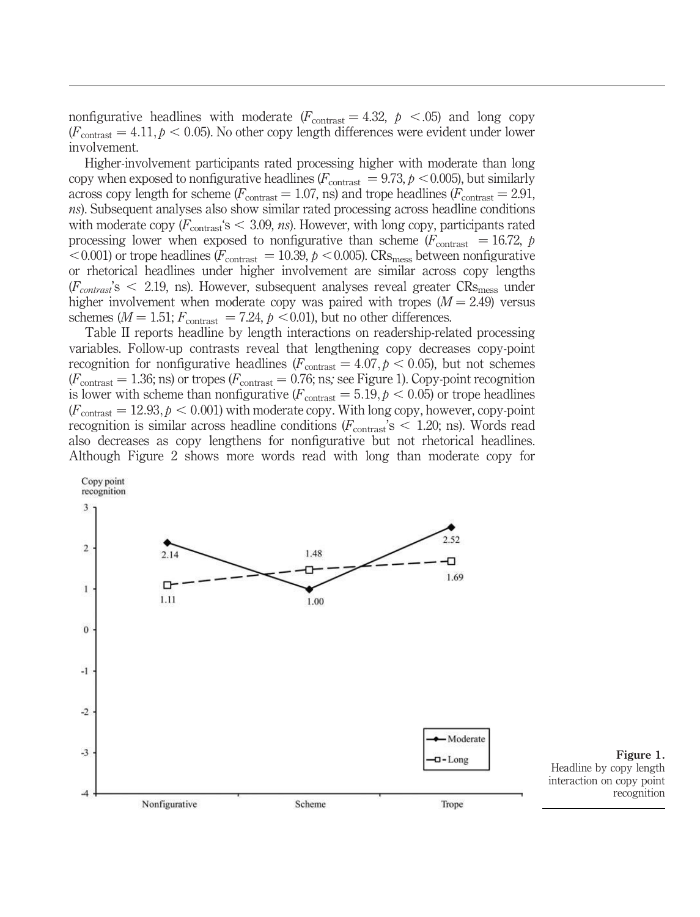nonfigurative headlines with moderate ($F_{\text{contrast}} = 4.32$, $p < .05$) and long copy ($F_{\text{contrast}} = 4.11, p < 0.05$). No other copy length differences were evident under lower involvement.

Higher-involvement participants rated processing higher with moderate than long copy when exposed to nonfigurative headlines ($F_{\text{contrast}} = 9.73, p < 0.005$), but similarly across copy length for scheme ($F_{\text{contrast}} = 1.07$, ns) and trope headlines ($F_{\text{contrast}} = 2.91$, *ns*). Subsequent analyses also show similar rated processing across headline conditions with moderate copy ($F_{\text{contrast}}$'s $< 3.09$, *ns*). However, with long copy, participants rated processing lower when exposed to nonfigurative than scheme ($F_{\text{contrast}} = 16.72$, $p < 0.001$) or trope headlines ($F_{\text{contrast}} = 10.39, p < 0.005$). $\text{CRs}_{\text{mess}}$ between nonfigurative or rhetorical headlines under higher involvement are similar across copy lengths ($F_{contrast}$'s $< 2.19$, ns). However, subsequent analyses reveal greater $\text{CRs}_{\text{mess}}$ under higher involvement when moderate copy was paired with tropes ($M = 2.49$) versus schemes ($M = 1.51$; $F_{\text{contrast}} = 7.24, p < 0.01$), but no other differences.

Table II reports headline by length interactions on readership-related processing variables. Follow-up contrasts reveal that lengthening copy decreases copy-point recognition for nonfigurative headlines ($F_{\text{contrast}} = 4.07, p < 0.05$), but not schemes ($F_{\text{contrast}} = 1.36$; ns) or tropes ($F_{\text{contrast}} = 0.76$; ns*;* see Figure 1). Copy-point recognition is lower with scheme than nonfigurative ($F_{\text{contrast}} = 5.19, p < 0.05$) or trope headlines ($F_{\text{contrast}} = 12.93, p < 0.001$) with moderate copy. With long copy, however, copy-point recognition is similar across headline conditions ($F_{\text{contrast}}$'s $< 1.20$; ns). Words read also decreases as copy lengthens for nonfigurative but not rhetorical headlines. Although Figure 2 shows more words read with long than moderate copy for

**Figure 1.** Headline by copy length interaction on copy point recognition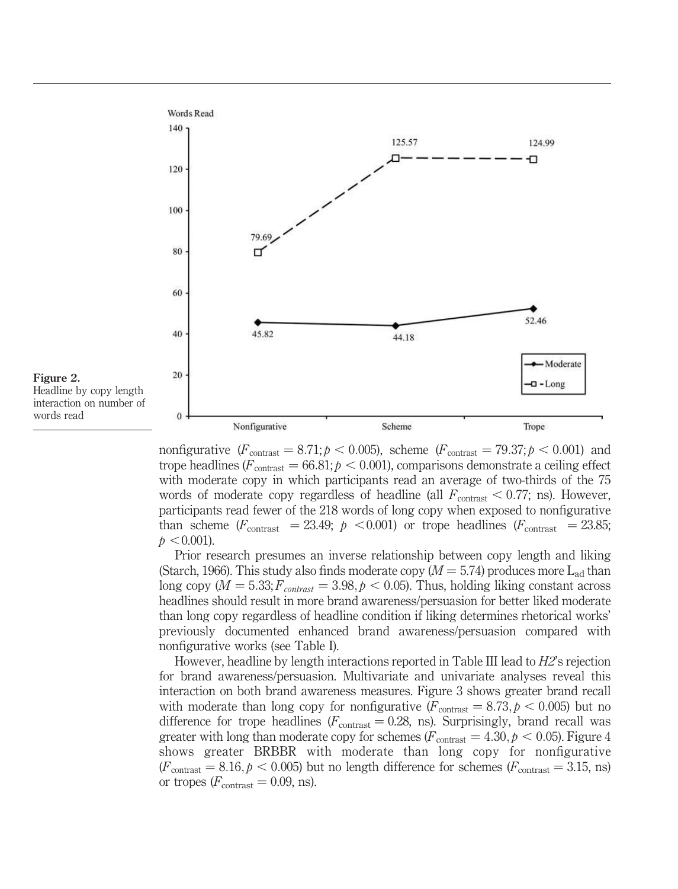**Figure 2.** Headline by copy length interaction on number of words read

nonfigurative ($F_{\text{contrast}} = 8.71; p < 0.005$), scheme ($F_{\text{contrast}} = 79.37; p < 0.001$) and trope headlines ($F_{\text{contrast}} = 66.81; p < 0.001$), comparisons demonstrate a ceiling effect with moderate copy in which participants read an average of two-thirds of the 75 words of moderate copy regardless of headline (all $F_{\text{contrast}} < 0.77$; ns). However, participants read fewer of the 218 words of long copy when exposed to nonfigurative than scheme ($F_{\text{contrast}} = 23.49$; $p < 0.001$) or trope headlines ($F_{\text{contrast}} = 23.85$; $p < 0.001$).

Prior research presumes an inverse relationship between copy length and liking (Starch, 1966). This study also finds moderate copy ($M = 5.74$) produces more $L_{ad}$ than long copy ($M = 5.33; F_{contrast} = 3.98, p < 0.05$). Thus, holding liking constant across headlines should result in more brand awareness/persuasion for better liked moderate than long copy regardless of headline condition if liking determines rhetorical works' previously documented enhanced brand awareness/persuasion compared with nonfigurative works (see Table I).

However, headline by length interactions reported in Table III lead to *H2*'s rejection for brand awareness/persuasion. Multivariate and univariate analyses reveal this interaction on both brand awareness measures. Figure 3 shows greater brand recall with moderate than long copy for nonfigurative ($F_{\text{contrast}} = 8.73, p < 0.005$) but no difference for trope headlines ($F_{\text{contrast}} = 0.28$, ns). Surprisingly, brand recall was greater with long than moderate copy for schemes ($F_{\text{contrast}} = 4.30, p < 0.05$). Figure 4 shows greater BRBBR with moderate than long copy for nonfigurative ($F_{\text{contrast}} = 8.16, p < 0.005$) but no length difference for schemes ($F_{\text{contrast}} = 3.15$, ns) or tropes ($F_{\text{contrast}} = 0.09$, ns).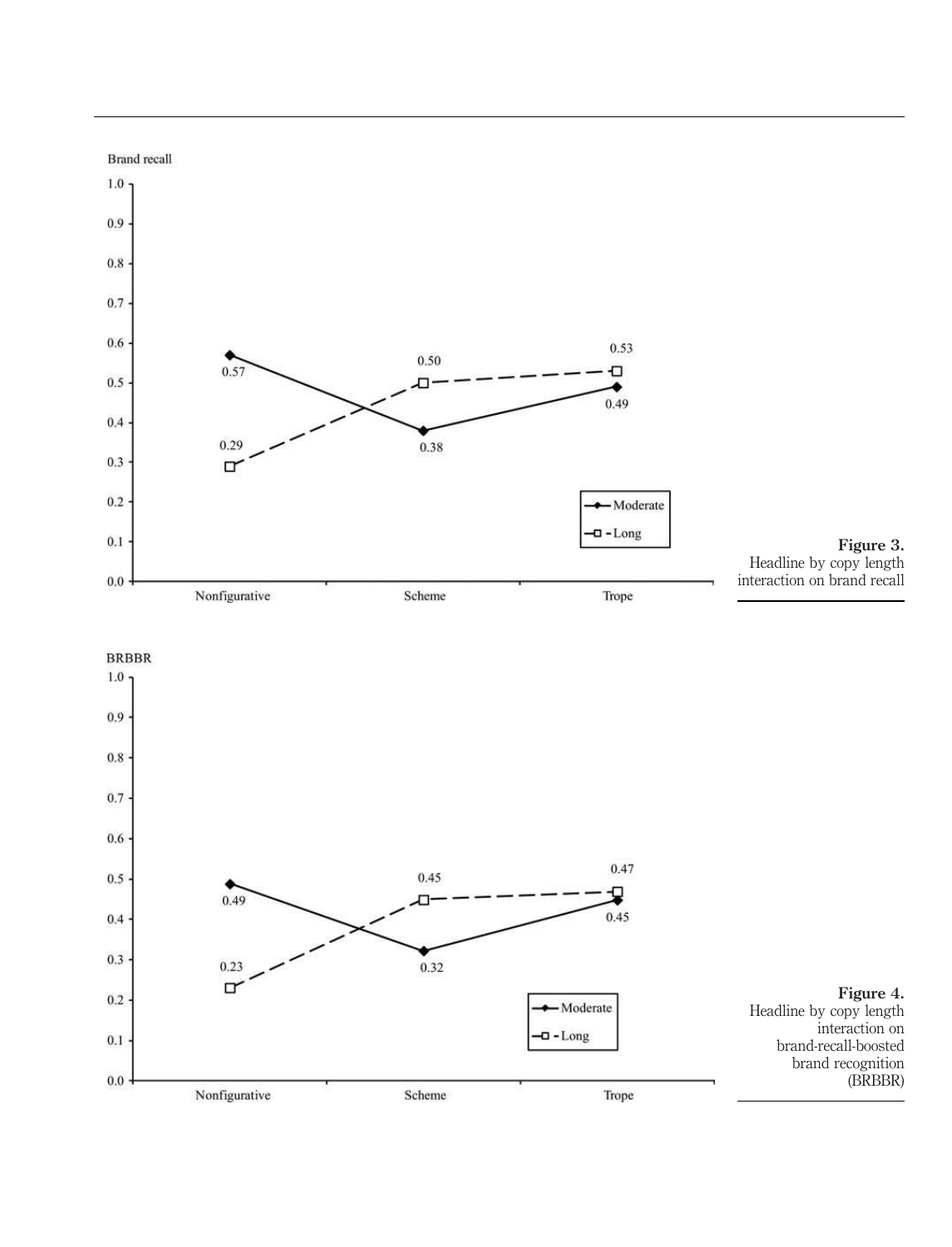Brand recall

| | Nonfigurative | Scheme | Trope |
|---|---|---|---|
| Moderate | 0.57 | 0.38 | 0.49 |
| Long | 0.29 | 0.50 | 0.53 |

**Figure 3.**
Headline by copy length interaction on brand recall

BRBBR

| | Nonfigurative | Scheme | Trope |
|---|---|---|---|
| Moderate | 0.49 | 0.32 | 0.45 |
| Long | 0.23 | 0.45 | 0.47 |

**Figure 4.**
Headline by copy length interaction on brand-recall-boosted brand recognition (BRBBR)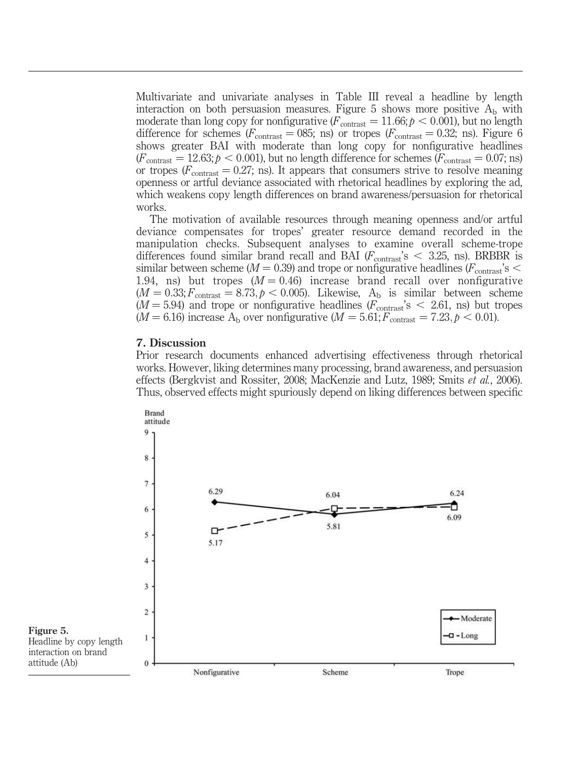Multivariate and univariate analyses in Table III reveal a headline by length interaction on both persuasion measures. Figure 5 shows more positive $A_b$ with moderate than long copy for nonfigurative ($F_{contrast} = 11.66; p < 0.001$), but no length difference for schemes ($F_{contrast} = 085$; ns) or tropes ($F_{contrast} = 0.32$; ns). Figure 6 shows greater BAI with moderate than long copy for nonfigurative headlines ($F_{contrast} = 12.63; p < 0.001$), but no length difference for schemes ($F_{contrast} = 0.07$; ns) or tropes ($F_{contrast} = 0.27$; ns). It appears that consumers strive to resolve meaning openness or artful deviance associated with rhetorical headlines by exploring the ad, which weakens copy length differences on brand awareness/persuasion for rhetorical works.

The motivation of available resources through meaning openness and/or artful deviance compensates for tropes' greater resource demand recorded in the manipulation checks. Subsequent analyses to examine overall scheme-trope differences found similar brand recall and BAI ($F_{contrast}$'s $< 3.25$, ns). BRBBR is similar between scheme ($M = 0.39$) and trope or nonfigurative headlines ($F_{contrast}$'s $<$ 1.94, ns) but tropes ($M = 0.46$) increase brand recall over nonfigurative ($M = 0.33; F_{contrast} = 8.73, p < 0.005$). Likewise, $A_b$ is similar between scheme ($M = 5.94$) and trope or nonfigurative headlines ($F_{contrast}$'s $< 2.61$, ns) but tropes ($M = 6.16$) increase $A_b$ over nonfigurative ($M = 5.61; F_{contrast} = 7.23, p < 0.01$).

## 7. Discussion

Prior research documents enhanced advertising effectiveness through rhetorical works. However, liking determines many processing, brand awareness, and persuasion effects (Bergkvist and Rossiter, 2008; MacKenzie and Lutz, 1989; Smits *et al.*, 2006). Thus, observed effects might spuriously depend on liking differences between specific

| Headline | Moderate | Long |
|---|---|---|
| Nonfigurative | 6.29 | 5.17 |
| Scheme | 5.81 | 6.04 |
| Trope | 6.24 | 6.09 |

**Figure 5.** Headline by copy length interaction on brand attitude (Ab)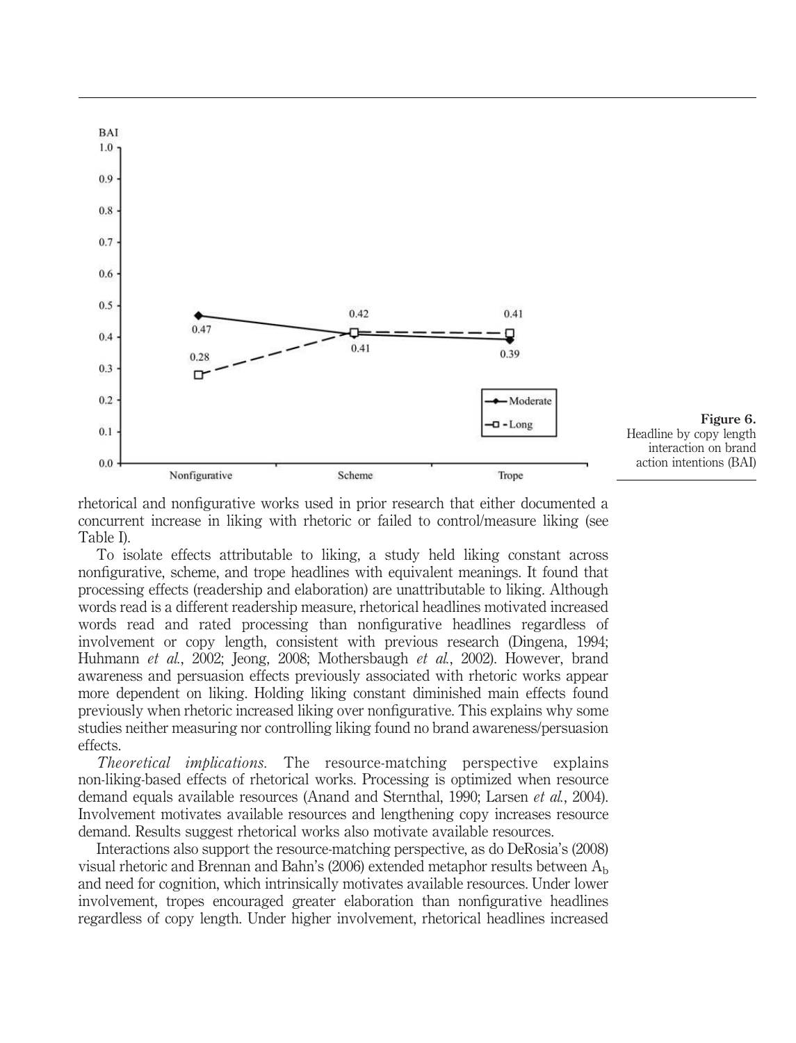Figure 6.
Headline by copy length interaction on brand action intentions (BAI)

rhetorical and nonfigurative works used in prior research that either documented a concurrent increase in liking with rhetoric or failed to control/measure liking (see Table I).

To isolate effects attributable to liking, a study held liking constant across nonfigurative, scheme, and trope headlines with equivalent meanings. It found that processing effects (readership and elaboration) are unattributable to liking. Although words read is a different readership measure, rhetorical headlines motivated increased words read and rated processing than nonfigurative headlines regardless of involvement or copy length, consistent with previous research (Dingena, 1994; Huhmann *et al.*, 2002; Jeong, 2008; Mothersbaugh *et al.*, 2002). However, brand awareness and persuasion effects previously associated with rhetoric works appear more dependent on liking. Holding liking constant diminished main effects found previously when rhetoric increased liking over nonfigurative. This explains why some studies neither measuring nor controlling liking found no brand awareness/persuasion effects.

*Theoretical implications.* The resource-matching perspective explains non-liking-based effects of rhetorical works. Processing is optimized when resource demand equals available resources (Anand and Sternthal, 1990; Larsen *et al.*, 2004). Involvement motivates available resources and lengthening copy increases resource demand. Results suggest rhetorical works also motivate available resources.

Interactions also support the resource-matching perspective, as do DeRosia's (2008) visual rhetoric and Brennan and Bahn's (2006) extended metaphor results between $A_b$ and need for cognition, which intrinsically motivates available resources. Under lower involvement, tropes encouraged greater elaboration than nonfigurative headlines regardless of copy length. Under higher involvement, rhetorical headlines increased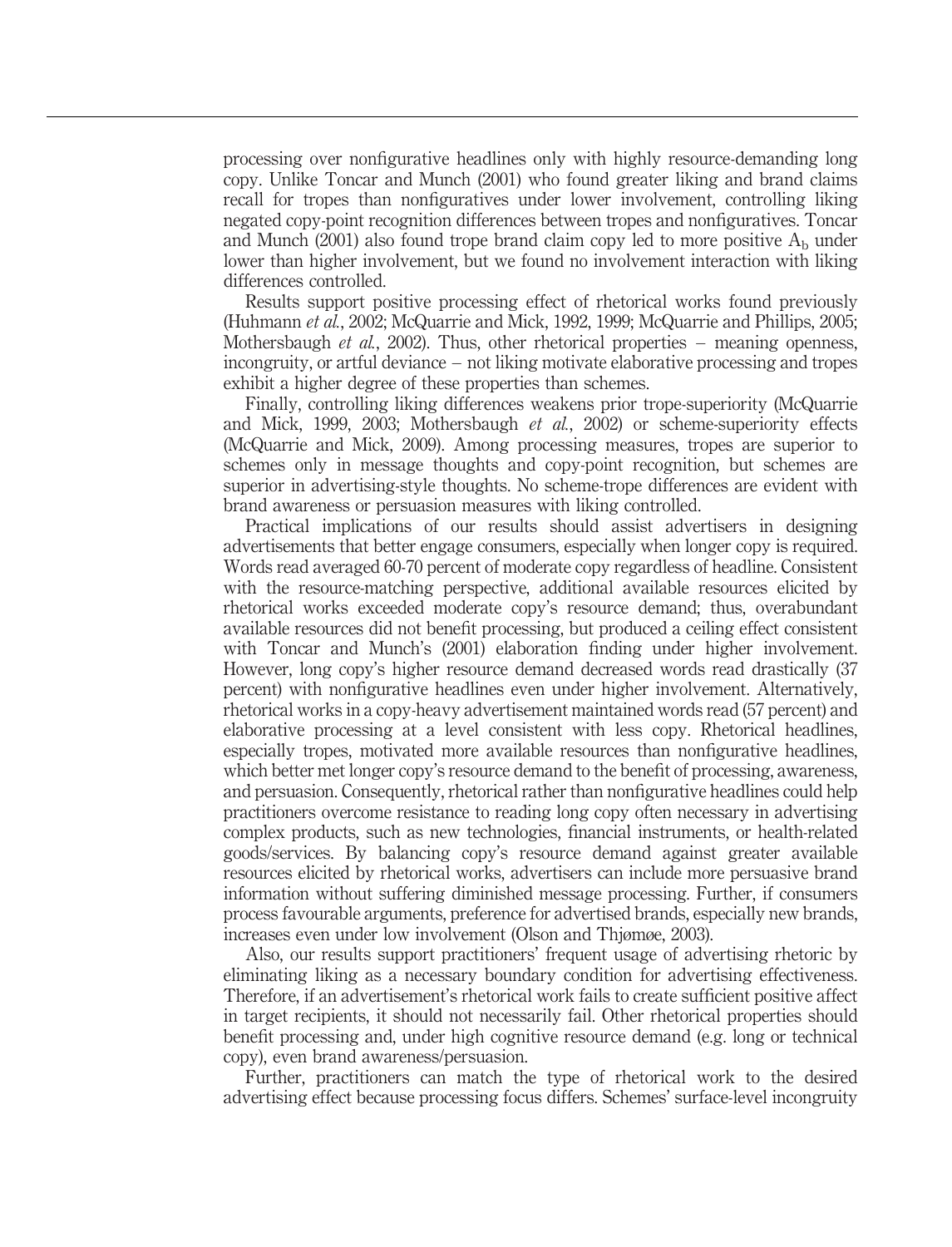processing over nonfigurative headlines only with highly resource-demanding long copy. Unlike Toncar and Munch (2001) who found greater liking and brand claims recall for tropes than nonfiguratives under lower involvement, controlling liking negated copy-point recognition differences between tropes and nonfiguratives. Toncar and Munch (2001) also found trope brand claim copy led to more positive $A_b$ under lower than higher involvement, but we found no involvement interaction with liking differences controlled.

Results support positive processing effect of rhetorical works found previously (Huhmann *et al.*, 2002; McQuarrie and Mick, 1992, 1999; McQuarrie and Phillips, 2005; Mothersbaugh *et al.*, 2002). Thus, other rhetorical properties – meaning openness, incongruity, or artful deviance – not liking motivate elaborative processing and tropes exhibit a higher degree of these properties than schemes.

Finally, controlling liking differences weakens prior trope-superiority (McQuarrie and Mick, 1999, 2003; Mothersbaugh *et al.*, 2002) or scheme-superiority effects (McQuarrie and Mick, 2009). Among processing measures, tropes are superior to schemes only in message thoughts and copy-point recognition, but schemes are superior in advertising-style thoughts. No scheme-trope differences are evident with brand awareness or persuasion measures with liking controlled.

Practical implications of our results should assist advertisers in designing advertisements that better engage consumers, especially when longer copy is required. Words read averaged 60-70 percent of moderate copy regardless of headline. Consistent with the resource-matching perspective, additional available resources elicited by rhetorical works exceeded moderate copy's resource demand; thus, overabundant available resources did not benefit processing, but produced a ceiling effect consistent with Toncar and Munch's (2001) elaboration finding under higher involvement. However, long copy's higher resource demand decreased words read drastically (37 percent) with nonfigurative headlines even under higher involvement. Alternatively, rhetorical works in a copy-heavy advertisement maintained words read (57 percent) and elaborative processing at a level consistent with less copy. Rhetorical headlines, especially tropes, motivated more available resources than nonfigurative headlines, which better met longer copy's resource demand to the benefit of processing, awareness, and persuasion. Consequently, rhetorical rather than nonfigurative headlines could help practitioners overcome resistance to reading long copy often necessary in advertising complex products, such as new technologies, financial instruments, or health-related goods/services. By balancing copy's resource demand against greater available resources elicited by rhetorical works, advertisers can include more persuasive brand information without suffering diminished message processing. Further, if consumers process favourable arguments, preference for advertised brands, especially new brands, increases even under low involvement (Olson and Thjømøe, 2003).

Also, our results support practitioners' frequent usage of advertising rhetoric by eliminating liking as a necessary boundary condition for advertising effectiveness. Therefore, if an advertisement's rhetorical work fails to create sufficient positive affect in target recipients, it should not necessarily fail. Other rhetorical properties should benefit processing and, under high cognitive resource demand (e.g. long or technical copy), even brand awareness/persuasion.

Further, practitioners can match the type of rhetorical work to the desired advertising effect because processing focus differs. Schemes' surface-level incongruity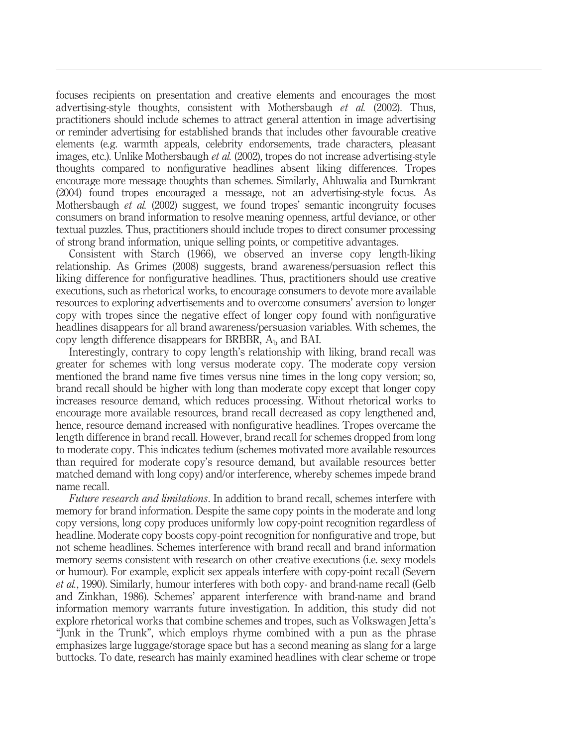focuses recipients on presentation and creative elements and encourages the most advertising-style thoughts, consistent with Mothersbaugh *et al.* (2002). Thus, practitioners should include schemes to attract general attention in image advertising or reminder advertising for established brands that includes other favourable creative elements (e.g. warmth appeals, celebrity endorsements, trade characters, pleasant images, etc.). Unlike Mothersbaugh *et al.* (2002), tropes do not increase advertising-style thoughts compared to nonfigurative headlines absent liking differences. Tropes encourage more message thoughts than schemes. Similarly, Ahluwalia and Burnkrant (2004) found tropes encouraged a message, not an advertising-style focus. As Mothersbaugh *et al.* (2002) suggest, we found tropes' semantic incongruity focuses consumers on brand information to resolve meaning openness, artful deviance, or other textual puzzles. Thus, practitioners should include tropes to direct consumer processing of strong brand information, unique selling points, or competitive advantages.

Consistent with Starch (1966), we observed an inverse copy length-liking relationship. As Grimes (2008) suggests, brand awareness/persuasion reflect this liking difference for nonfigurative headlines. Thus, practitioners should use creative executions, such as rhetorical works, to encourage consumers to devote more available resources to exploring advertisements and to overcome consumers' aversion to longer copy with tropes since the negative effect of longer copy found with nonfigurative headlines disappears for all brand awareness/persuasion variables. With schemes, the copy length difference disappears for BRBBR, $A_b$ and BAI.

Interestingly, contrary to copy length's relationship with liking, brand recall was greater for schemes with long versus moderate copy. The moderate copy version mentioned the brand name five times versus nine times in the long copy version; so, brand recall should be higher with long than moderate copy except that longer copy increases resource demand, which reduces processing. Without rhetorical works to encourage more available resources, brand recall decreased as copy lengthened and, hence, resource demand increased with nonfigurative headlines. Tropes overcame the length difference in brand recall. However, brand recall for schemes dropped from long to moderate copy. This indicates tedium (schemes motivated more available resources than required for moderate copy's resource demand, but available resources better matched demand with long copy) and/or interference, whereby schemes impede brand name recall.

*Future research and limitations*. In addition to brand recall, schemes interfere with memory for brand information. Despite the same copy points in the moderate and long copy versions, long copy produces uniformly low copy-point recognition regardless of headline. Moderate copy boosts copy-point recognition for nonfigurative and trope, but not scheme headlines. Schemes interference with brand recall and brand information memory seems consistent with research on other creative executions (i.e. sexy models or humour). For example, explicit sex appeals interfere with copy-point recall (Severn *et al.*, 1990). Similarly, humour interferes with both copy- and brand-name recall (Gelb and Zinkhan, 1986). Schemes' apparent interference with brand-name and brand information memory warrants future investigation. In addition, this study did not explore rhetorical works that combine schemes and tropes, such as Volkswagen Jetta's "Junk in the Trunk", which employs rhyme combined with a pun as the phrase emphasizes large luggage/storage space but has a second meaning as slang for a large buttocks. To date, research has mainly examined headlines with clear scheme or trope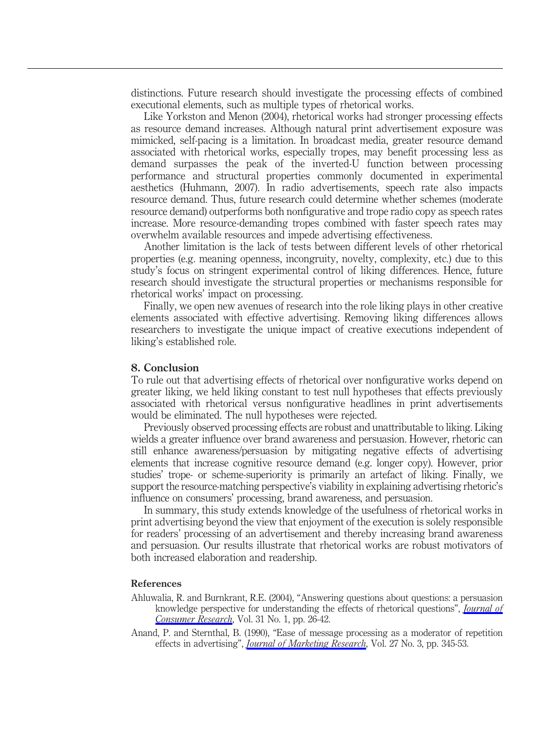distinctions. Future research should investigate the processing effects of combined executional elements, such as multiple types of rhetorical works.

Like Yorkston and Menon (2004), rhetorical works had stronger processing effects as resource demand increases. Although natural print advertisement exposure was mimicked, self-pacing is a limitation. In broadcast media, greater resource demand associated with rhetorical works, especially tropes, may benefit processing less as demand surpasses the peak of the inverted-U function between processing performance and structural properties commonly documented in experimental aesthetics (Huhmann, 2007). In radio advertisements, speech rate also impacts resource demand. Thus, future research could determine whether schemes (moderate resource demand) outperforms both nonfigurative and trope radio copy as speech rates increase. More resource-demanding tropes combined with faster speech rates may overwhelm available resources and impede advertising effectiveness.

Another limitation is the lack of tests between different levels of other rhetorical properties (e.g. meaning openness, incongruity, novelty, complexity, etc.) due to this study's focus on stringent experimental control of liking differences. Hence, future research should investigate the structural properties or mechanisms responsible for rhetorical works' impact on processing.

Finally, we open new avenues of research into the role liking plays in other creative elements associated with effective advertising. Removing liking differences allows researchers to investigate the unique impact of creative executions independent of liking's established role.

## 8. Conclusion

To rule out that advertising effects of rhetorical over nonfigurative works depend on greater liking, we held liking constant to test null hypotheses that effects previously associated with rhetorical versus nonfigurative headlines in print advertisements would be eliminated. The null hypotheses were rejected.

Previously observed processing effects are robust and unattributable to liking. Liking wields a greater influence over brand awareness and persuasion. However, rhetoric can still enhance awareness/persuasion by mitigating negative effects of advertising elements that increase cognitive resource demand (e.g. longer copy). However, prior studies' trope- or scheme-superiority is primarily an artefact of liking. Finally, we support the resource-matching perspective's viability in explaining advertising rhetoric's influence on consumers' processing, brand awareness, and persuasion.

In summary, this study extends knowledge of the usefulness of rhetorical works in print advertising beyond the view that enjoyment of the execution is solely responsible for readers' processing of an advertisement and thereby increasing brand awareness and persuasion. Our results illustrate that rhetorical works are robust motivators of both increased elaboration and readership.

## References

Ahluwalia, R. and Burnkrant, R.E. (2004), "Answering questions about questions: a persuasion knowledge perspective for understanding the effects of rhetorical questions", *Journal of Consumer Research*, Vol. 31 No. 1, pp. 26-42.

Anand, P. and Sternthal, B. (1990), "Ease of message processing as a moderator of repetition effects in advertising", *Journal of Marketing Research*, Vol. 27 No. 3, pp. 345-53.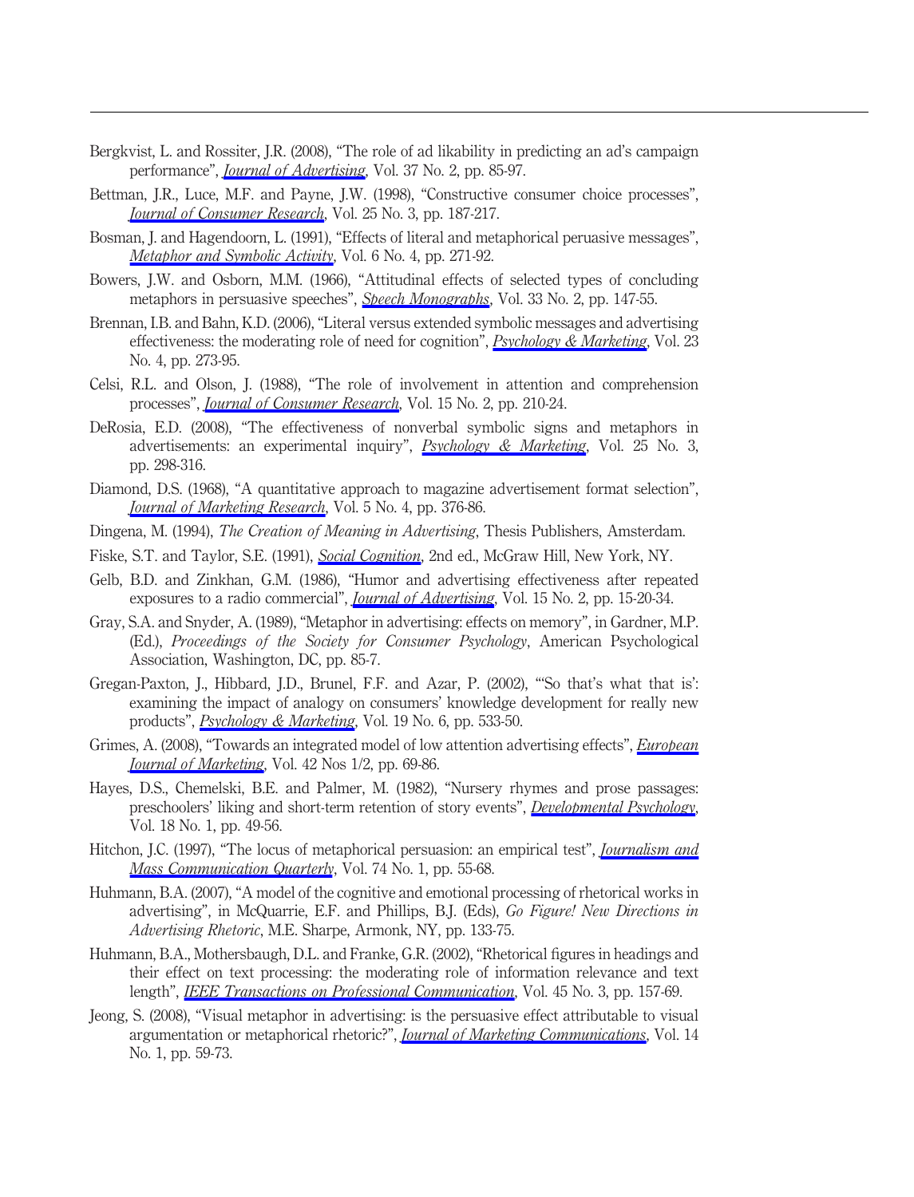Bergkvist, L. and Rossiter, J.R. (2008), "The role of ad likability in predicting an ad's campaign performance", *Journal of Advertising*, Vol. 37 No. 2, pp. 85-97.

Bettman, J.R., Luce, M.F. and Payne, J.W. (1998), "Constructive consumer choice processes", *Journal of Consumer Research*, Vol. 25 No. 3, pp. 187-217.

Bosman, J. and Hagendoorn, L. (1991), "Effects of literal and metaphorical peruasive messages", *Metaphor and Symbolic Activity*, Vol. 6 No. 4, pp. 271-92.

Bowers, J.W. and Osborn, M.M. (1966), "Attitudinal effects of selected types of concluding metaphors in persuasive speeches", *Speech Monographs*, Vol. 33 No. 2, pp. 147-55.

Brennan, I.B. and Bahn, K.D. (2006), "Literal versus extended symbolic messages and advertising effectiveness: the moderating role of need for cognition", *Psychology & Marketing*, Vol. 23 No. 4, pp. 273-95.

Celsi, R.L. and Olson, J. (1988), "The role of involvement in attention and comprehension processes", *Journal of Consumer Research*, Vol. 15 No. 2, pp. 210-24.

DeRosia, E.D. (2008), "The effectiveness of nonverbal symbolic signs and metaphors in advertisements: an experimental inquiry", *Psychology & Marketing*, Vol. 25 No. 3, pp. 298-316.

Diamond, D.S. (1968), "A quantitative approach to magazine advertisement format selection", *Journal of Marketing Research*, Vol. 5 No. 4, pp. 376-86.

Dingena, M. (1994), *The Creation of Meaning in Advertising*, Thesis Publishers, Amsterdam.

Fiske, S.T. and Taylor, S.E. (1991), *Social Cognition*, 2nd ed., McGraw Hill, New York, NY.

Gelb, B.D. and Zinkhan, G.M. (1986), "Humor and advertising effectiveness after repeated exposures to a radio commercial", *Journal of Advertising*, Vol. 15 No. 2, pp. 15-20-34.

Gray, S.A. and Snyder, A. (1989), "Metaphor in advertising: effects on memory", in Gardner, M.P. (Ed.), *Proceedings of the Society for Consumer Psychology*, American Psychological Association, Washington, DC, pp. 85-7.

Gregan-Paxton, J., Hibbard, J.D., Brunel, F.F. and Azar, P. (2002), "'So that's what that is': examining the impact of analogy on consumers' knowledge development for really new products", *Psychology & Marketing*, Vol. 19 No. 6, pp. 533-50.

Grimes, A. (2008), "Towards an integrated model of low attention advertising effects", *European Journal of Marketing*, Vol. 42 Nos 1/2, pp. 69-86.

Hayes, D.S., Chemelski, B.E. and Palmer, M. (1982), "Nursery rhymes and prose passages: preschoolers' liking and short-term retention of story events", *Developmental Psychology*, Vol. 18 No. 1, pp. 49-56.

Hitchon, J.C. (1997), "The locus of metaphorical persuasion: an empirical test", *Journalism and Mass Communication Quarterly*, Vol. 74 No. 1, pp. 55-68.

Huhmann, B.A. (2007), "A model of the cognitive and emotional processing of rhetorical works in advertising", in McQuarrie, E.F. and Phillips, B.J. (Eds), *Go Figure! New Directions in Advertising Rhetoric*, M.E. Sharpe, Armonk, NY, pp. 133-75.

Huhmann, B.A., Mothersbaugh, D.L. and Franke, G.R. (2002), "Rhetorical figures in headings and their effect on text processing: the moderating role of information relevance and text length", *IEEE Transactions on Professional Communication*, Vol. 45 No. 3, pp. 157-69.

Jeong, S. (2008), "Visual metaphor in advertising: is the persuasive effect attributable to visual argumentation or metaphorical rhetoric?", *Journal of Marketing Communications*, Vol. 14 No. 1, pp. 59-73.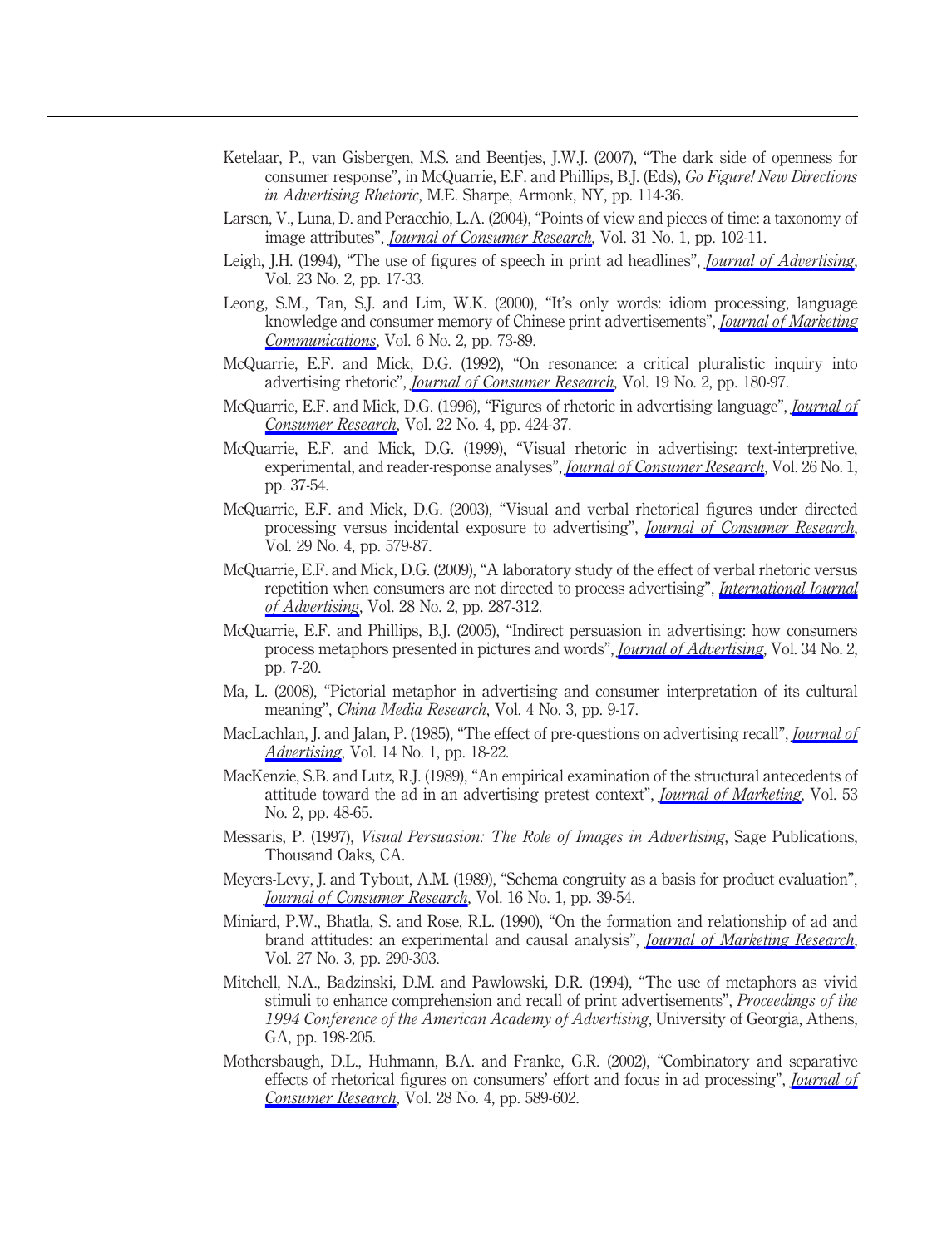Ketelaar, P., van Gisbergen, M.S. and Beentjes, J.W.J. (2007), "The dark side of openness for consumer response", in McQuarrie, E.F. and Phillips, B.J. (Eds), *Go Figure! New Directions in Advertising Rhetoric*, M.E. Sharpe, Armonk, NY, pp. 114-36.

Larsen, V., Luna, D. and Peracchio, L.A. (2004), "Points of view and pieces of time: a taxonomy of image attributes", *Journal of Consumer Research*, Vol. 31 No. 1, pp. 102-11.

Leigh, J.H. (1994), "The use of figures of speech in print ad headlines", *Journal of Advertising*, Vol. 23 No. 2, pp. 17-33.

Leong, S.M., Tan, S.J. and Lim, W.K. (2000), "It's only words: idiom processing, language knowledge and consumer memory of Chinese print advertisements", *Journal of Marketing Communications*, Vol. 6 No. 2, pp. 73-89.

McQuarrie, E.F. and Mick, D.G. (1992), "On resonance: a critical pluralistic inquiry into advertising rhetoric", *Journal of Consumer Research*, Vol. 19 No. 2, pp. 180-97.

McQuarrie, E.F. and Mick, D.G. (1996), "Figures of rhetoric in advertising language", *Journal of Consumer Research*, Vol. 22 No. 4, pp. 424-37.

McQuarrie, E.F. and Mick, D.G. (1999), "Visual rhetoric in advertising: text-interpretive, experimental, and reader-response analyses", *Journal of Consumer Research*, Vol. 26 No. 1, pp. 37-54.

McQuarrie, E.F. and Mick, D.G. (2003), "Visual and verbal rhetorical figures under directed processing versus incidental exposure to advertising", *Journal of Consumer Research*, Vol. 29 No. 4, pp. 579-87.

McQuarrie, E.F. and Mick, D.G. (2009), "A laboratory study of the effect of verbal rhetoric versus repetition when consumers are not directed to process advertising", *International Journal of Advertising*, Vol. 28 No. 2, pp. 287-312.

McQuarrie, E.F. and Phillips, B.J. (2005), "Indirect persuasion in advertising: how consumers process metaphors presented in pictures and words", *Journal of Advertising*, Vol. 34 No. 2, pp. 7-20.

Ma, L. (2008), "Pictorial metaphor in advertising and consumer interpretation of its cultural meaning", *China Media Research*, Vol. 4 No. 3, pp. 9-17.

MacLachlan, J. and Jalan, P. (1985), "The effect of pre-questions on advertising recall", *Journal of Advertising*, Vol. 14 No. 1, pp. 18-22.

MacKenzie, S.B. and Lutz, R.J. (1989), "An empirical examination of the structural antecedents of attitude toward the ad in an advertising pretest context", *Journal of Marketing*, Vol. 53 No. 2, pp. 48-65.

Messaris, P. (1997), *Visual Persuasion: The Role of Images in Advertising*, Sage Publications, Thousand Oaks, CA.

Meyers-Levy, J. and Tybout, A.M. (1989), "Schema congruity as a basis for product evaluation", *Journal of Consumer Research*, Vol. 16 No. 1, pp. 39-54.

Miniard, P.W., Bhatla, S. and Rose, R.L. (1990), "On the formation and relationship of ad and brand attitudes: an experimental and causal analysis", *Journal of Marketing Research*, Vol. 27 No. 3, pp. 290-303.

Mitchell, N.A., Badzinski, D.M. and Pawlowski, D.R. (1994), "The use of metaphors as vivid stimuli to enhance comprehension and recall of print advertisements", *Proceedings of the 1994 Conference of the American Academy of Advertising*, University of Georgia, Athens, GA, pp. 198-205.

Mothersbaugh, D.L., Huhmann, B.A. and Franke, G.R. (2002), "Combinatory and separative effects of rhetorical figures on consumers' effort and focus in ad processing", *Journal of Consumer Research*, Vol. 28 No. 4, pp. 589-602.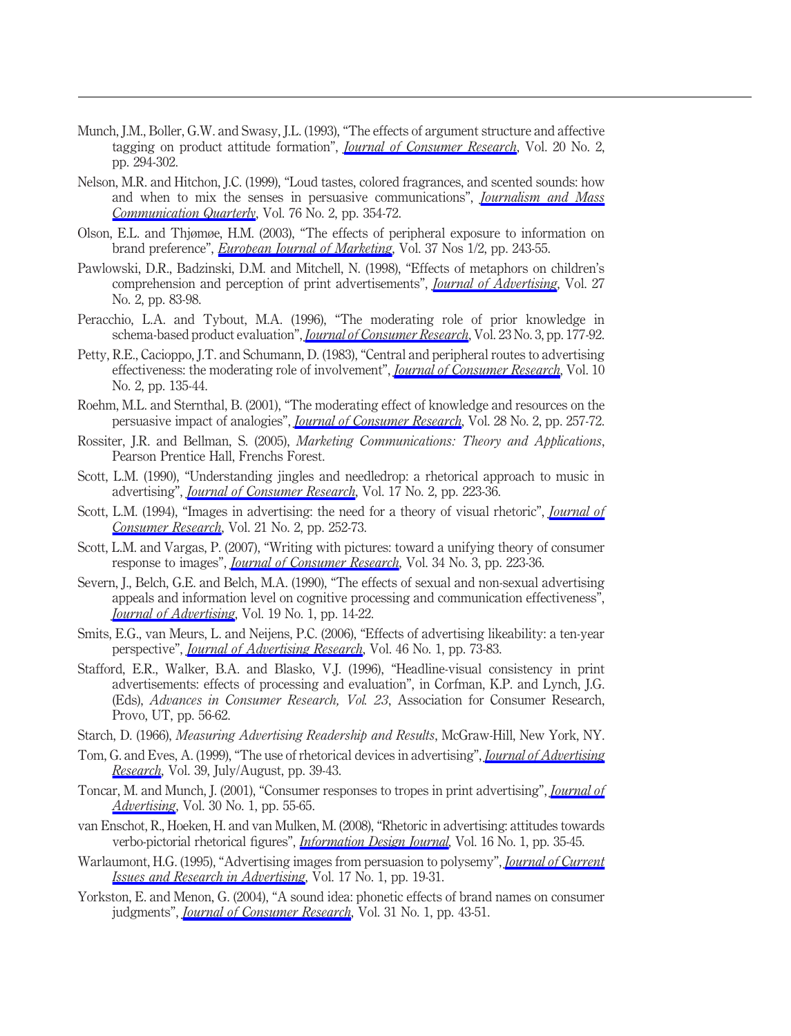Munch, J.M., Boller, G.W. and Swasy, J.L. (1993), "The effects of argument structure and affective tagging on product attitude formation", *Journal of Consumer Research*, Vol. 20 No. 2, pp. 294-302.

Nelson, M.R. and Hitchon, J.C. (1999), "Loud tastes, colored fragrances, and scented sounds: how and when to mix the senses in persuasive communications", *Journalism and Mass Communication Quarterly*, Vol. 76 No. 2, pp. 354-72.

Olson, E.L. and Thjømøe, H.M. (2003), "The effects of peripheral exposure to information on brand preference", *European Journal of Marketing*, Vol. 37 Nos 1/2, pp. 243-55.

Pawlowski, D.R., Badzinski, D.M. and Mitchell, N. (1998), "Effects of metaphors on children's comprehension and perception of print advertisements", *Journal of Advertising*, Vol. 27 No. 2, pp. 83-98.

Peracchio, L.A. and Tybout, M.A. (1996), "The moderating role of prior knowledge in schema-based product evaluation", *Journal of Consumer Research*, Vol. 23 No. 3, pp. 177-92.

Petty, R.E., Cacioppo, J.T. and Schumann, D. (1983), "Central and peripheral routes to advertising effectiveness: the moderating role of involvement", *Journal of Consumer Research*, Vol. 10 No. 2, pp. 135-44.

Roehm, M.L. and Sternthal, B. (2001), "The moderating effect of knowledge and resources on the persuasive impact of analogies", *Journal of Consumer Research*, Vol. 28 No. 2, pp. 257-72.

Rossiter, J.R. and Bellman, S. (2005), *Marketing Communications: Theory and Applications*, Pearson Prentice Hall, Frenchs Forest.

Scott, L.M. (1990), "Understanding jingles and needledrop: a rhetorical approach to music in advertising", *Journal of Consumer Research*, Vol. 17 No. 2, pp. 223-36.

Scott, L.M. (1994), "Images in advertising: the need for a theory of visual rhetoric", *Journal of Consumer Research*, Vol. 21 No. 2, pp. 252-73.

Scott, L.M. and Vargas, P. (2007), "Writing with pictures: toward a unifying theory of consumer response to images", *Journal of Consumer Research*, Vol. 34 No. 3, pp. 223-36.

Severn, J., Belch, G.E. and Belch, M.A. (1990), "The effects of sexual and non-sexual advertising appeals and information level on cognitive processing and communication effectiveness", *Journal of Advertising*, Vol. 19 No. 1, pp. 14-22.

Smits, E.G., van Meurs, L. and Neijens, P.C. (2006), "Effects of advertising likeability: a ten-year perspective", *Journal of Advertising Research*, Vol. 46 No. 1, pp. 73-83.

Stafford, E.R., Walker, B.A. and Blasko, V.J. (1996), "Headline-visual consistency in print advertisements: effects of processing and evaluation", in Corfman, K.P. and Lynch, J.G. (Eds), *Advances in Consumer Research, Vol. 23*, Association for Consumer Research, Provo, UT, pp. 56-62.

Starch, D. (1966), *Measuring Advertising Readership and Results*, McGraw-Hill, New York, NY.

Tom, G. and Eves, A. (1999), "The use of rhetorical devices in advertising", *Journal of Advertising Research*, Vol. 39, July/August, pp. 39-43.

Toncar, M. and Munch, J. (2001), "Consumer responses to tropes in print advertising", *Journal of Advertising*, Vol. 30 No. 1, pp. 55-65.

van Enschot, R., Hoeken, H. and van Mulken, M. (2008), "Rhetoric in advertising: attitudes towards verbo-pictorial rhetorical figures", *Information Design Journal*, Vol. 16 No. 1, pp. 35-45.

Warlaumont, H.G. (1995), "Advertising images from persuasion to polysemy", *Journal of Current Issues and Research in Advertising*, Vol. 17 No. 1, pp. 19-31.

Yorkston, E. and Menon, G. (2004), "A sound idea: phonetic effects of brand names on consumer judgments", *Journal of Consumer Research*, Vol. 31 No. 1, pp. 43-51.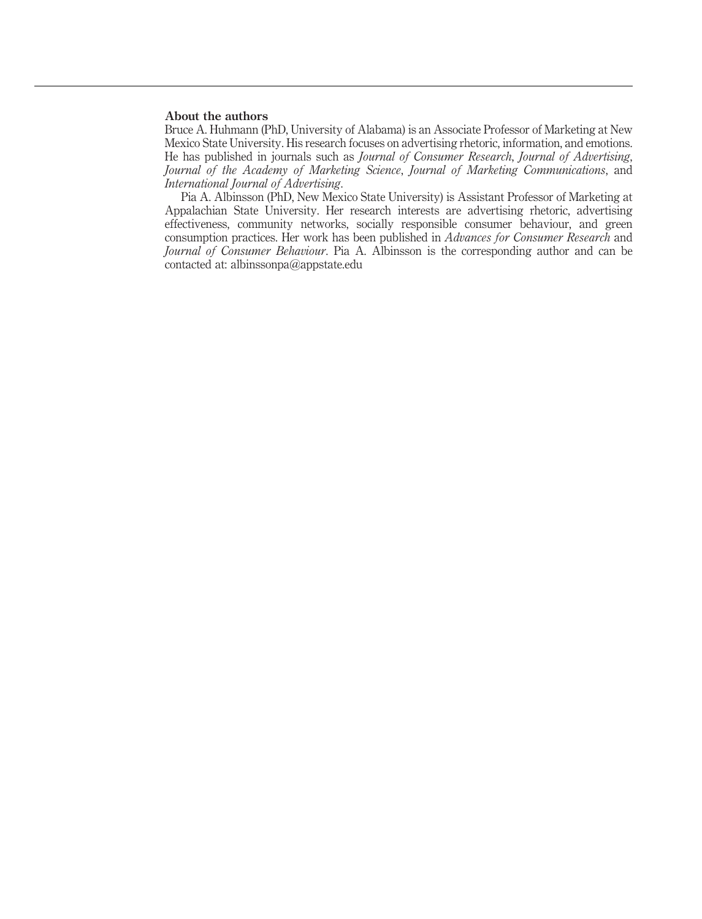## About the authors

Bruce A. Huhmann (PhD, University of Alabama) is an Associate Professor of Marketing at New Mexico State University. His research focuses on advertising rhetoric, information, and emotions. He has published in journals such as *Journal of Consumer Research*, *Journal of Advertising*, *Journal of the Academy of Marketing Science*, *Journal of Marketing Communications*, and *International Journal of Advertising*.

Pia A. Albinsson (PhD, New Mexico State University) is Assistant Professor of Marketing at Appalachian State University. Her research interests are advertising rhetoric, advertising effectiveness, community networks, socially responsible consumer behaviour, and green consumption practices. Her work has been published in *Advances for Consumer Research* and *Journal of Consumer Behaviour*. Pia A. Albinsson is the corresponding author and can be contacted at: albinssonpa@appstate.edu